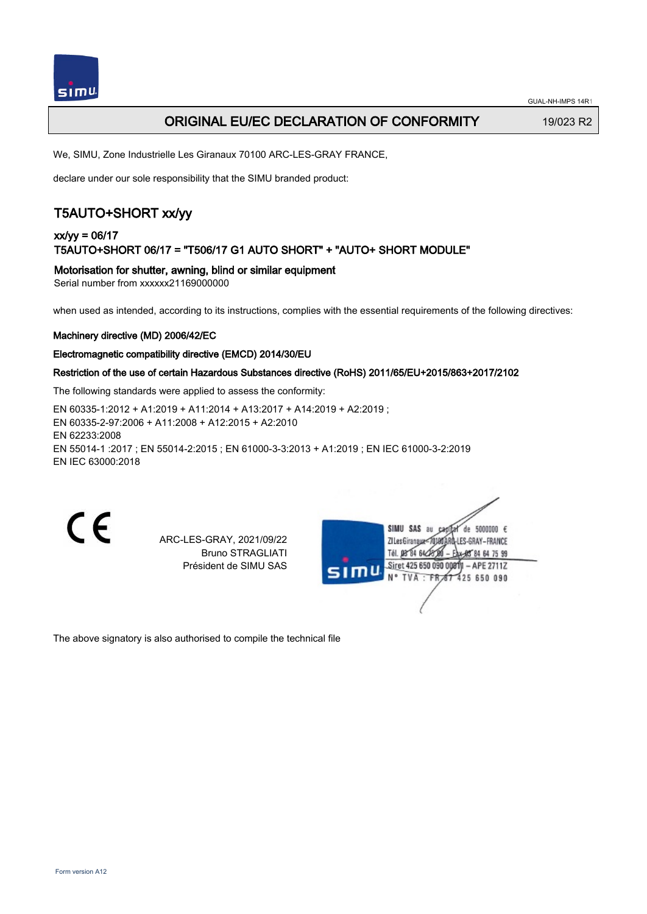# ORIGINAL EU/EC DECLARATION OF CONFORMITY

19/023 R2

We, SIMU, Zone Industrielle Les Giranaux 70100 ARC-LES-GRAY FRANCE,

declare under our sole responsibility that the SIMU branded product:

## T5AUTO+SHORT xx/yy

### xx/yy = 06/17
### T5AUTO+SHORT 06/17 = "T506/17 G1 AUTO SHORT" + "AUTO+ SHORT MODULE"

### Motorisation for shutter, awning, blind or similar equipment

Serial number from xxxxxx21169000000

when used as intended, according to its instructions, complies with the essential requirements of the following directives:

**Machinery directive (MD) 2006/42/EC**

**Electromagnetic compatibility directive (EMCD) 2014/30/EU**

**Restriction of the use of certain Hazardous Substances directive (RoHS) 2011/65/EU+2015/863+2017/2102**

The following standards were applied to assess the conformity:

EN 60335-1:2012 + A1:2019 + A11:2014 + A13:2017 + A14:2019 + A2:2019 ;
EN 60335-2-97:2006 + A11:2008 + A12:2015 + A2:2010
EN 62233:2008
EN 55014-1 :2017 ; EN 55014-2:2015 ; EN 61000-3-3:2013 + A1:2019 ; EN IEC 61000-3-2:2019
EN IEC 63000:2018

CE

ARC-LES-GRAY, 2021/09/22
Bruno STRAGLIATI
Président de SIMU SAS

SIMU SAS au capital de 5000000 €
ZI Les Giranaux 70100 ARC-LES-GRAY-FRANCE
Tél. 03 84 64 78 00 – Fax 03 84 64 75 99
Siret 425 650 090 00811 – APE 2711Z
N° TVA : FR 87 425 650 090

The above signatory is also authorised to compile the technical file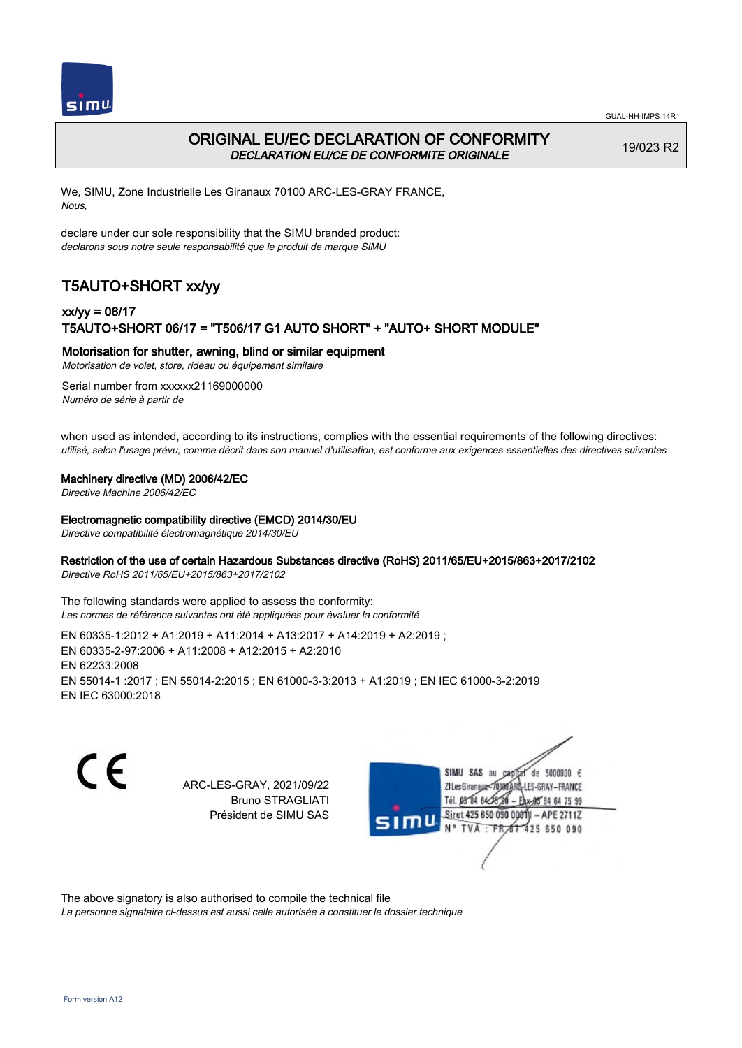# ORIGINAL EU/EC DECLARATION OF CONFORMITY

*DECLARATION EU/CE DE CONFORMITE ORIGINALE*

19/023 R2

We, SIMU, Zone Industrielle Les Giranaux 70100 ARC-LES-GRAY FRANCE,
*Nous,*

declare under our sole responsibility that the SIMU branded product:
*declarons sous notre seule responsabilité que le produit de marque SIMU*

## T5AUTO+SHORT xx/yy

### xx/yy = 06/17
### T5AUTO+SHORT 06/17 = "T506/17 G1 AUTO SHORT" + "AUTO+ SHORT MODULE"

**Motorisation for shutter, awning, blind or similar equipment**
*Motorisation de volet, store, rideau ou équipement similaire*

Serial number from xxxxxx21169000000
*Numéro de série à partir de*

when used as intended, according to its instructions, complies with the essential requirements of the following directives:
*utilisé, selon l'usage prévu, comme décrit dans son manuel d'utilisation, est conforme aux exigences essentielles des directives suivantes*

**Machinery directive (MD) 2006/42/EC**
*Directive Machine 2006/42/EC*

**Electromagnetic compatibility directive (EMCD) 2014/30/EU**
*Directive compatibilité électromagnétique 2014/30/EU*

**Restriction of the use of certain Hazardous Substances directive (RoHS) 2011/65/EU+2015/863+2017/2102**
*Directive RoHS 2011/65/EU+2015/863+2017/2102*

The following standards were applied to assess the conformity:
*Les normes de référence suivantes ont été appliquées pour évaluer la conformité*

EN 60335-1:2012 + A1:2019 + A11:2014 + A13:2017 + A14:2019 + A2:2019 ;
EN 60335-2-97:2006 + A11:2008 + A12:2015 + A2:2010
EN 62233:2008
EN 55014-1 :2017 ; EN 55014-2:2015 ; EN 61000-3-3:2013 + A1:2019 ; EN IEC 61000-3-2:2019
EN IEC 63000:2018

ARC-LES-GRAY, 2021/09/22
Bruno STRAGLIATI
Président de SIMU SAS

SIMU SAS au capital de 5000000 €
ZI Les Giranaux 70100 ARC-LES-GRAY-FRANCE
Tél. 03 84 64 78 00 – Fax 03 84 64 75 99
Siret 425 650 090 00019 – APE 2711Z
N° TVA : FR 67 425 650 090

The above signatory is also authorised to compile the technical file
*La personne signataire ci-dessus est aussi celle autorisée à constituer le dossier technique*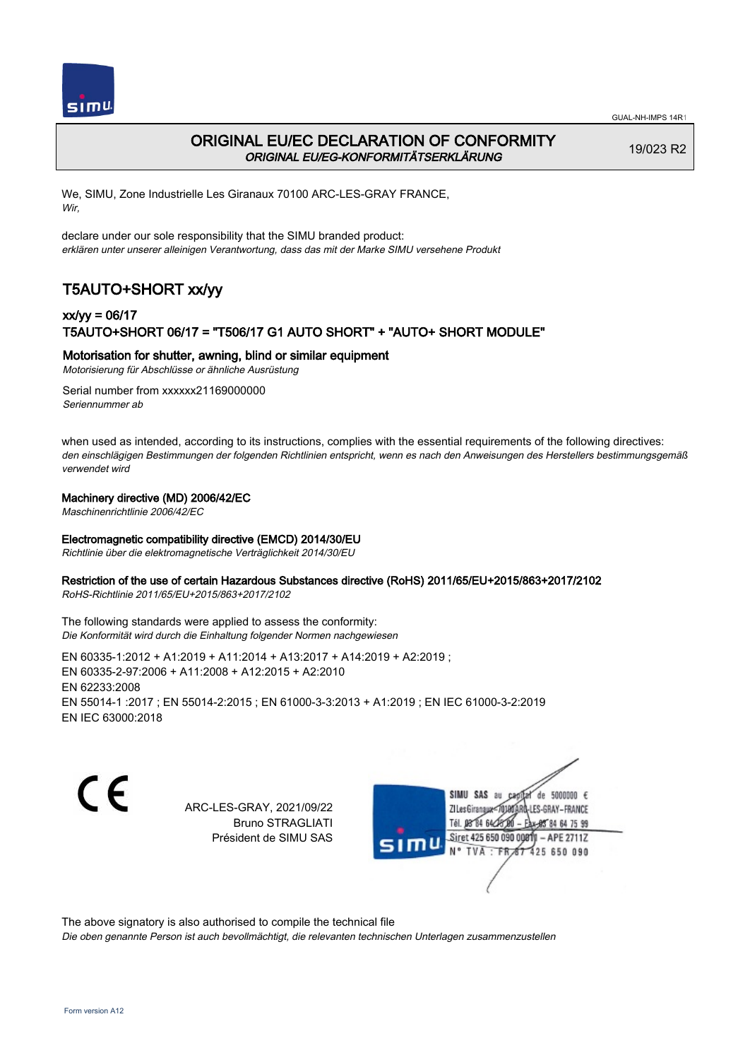GUAL-NH-IMPS 14R1

# ORIGINAL EU/EC DECLARATION OF CONFORMITY
*ORIGINAL EU/EG-KONFORMITÄTSERKLÄRUNG*

19/023 R2

We, SIMU, Zone Industrielle Les Giranaux 70100 ARC-LES-GRAY FRANCE,
*Wir,*

declare under our sole responsibility that the SIMU branded product:
*erklären unter unserer alleinigen Verantwortung, dass das mit der Marke SIMU versehene Produkt*

## T5AUTO+SHORT xx/yy

### xx/yy = 06/17
### T5AUTO+SHORT 06/17 = "T506/17 G1 AUTO SHORT" + "AUTO+ SHORT MODULE"

**Motorisation for shutter, awning, blind or similar equipment**
*Motorisierung für Abschlüsse or ähnliche Ausrüstung*

Serial number from xxxxxx21169000000
*Seriennummer ab*

when used as intended, according to its instructions, complies with the essential requirements of the following directives:
*den einschlägigen Bestimmungen der folgenden Richtlinien entspricht, wenn es nach den Anweisungen des Herstellers bestimmungsgemäß verwendet wird*

**Machinery directive (MD) 2006/42/EC**
*Maschinenrichtlinie 2006/42/EC*

**Electromagnetic compatibility directive (EMCD) 2014/30/EU**
*Richtlinie über die elektromagnetische Verträglichkeit 2014/30/EU*

**Restriction of the use of certain Hazardous Substances directive (RoHS) 2011/65/EU+2015/863+2017/2102**
*RoHS-Richtlinie 2011/65/EU+2015/863+2017/2102*

The following standards were applied to assess the conformity:
*Die Konformität wird durch die Einhaltung folgender Normen nachgewiesen*

EN 60335-1:2012 + A1:2019 + A11:2014 + A13:2017 + A14:2019 + A2:2019 ;
EN 60335-2-97:2006 + A11:2008 + A12:2015 + A2:2010
EN 62233:2008
EN 55014-1 :2017 ; EN 55014-2:2015 ; EN 61000-3-3:2013 + A1:2019 ; EN IEC 61000-3-2:2019
EN IEC 63000:2018

CE

ARC-LES-GRAY, 2021/09/22
Bruno STRAGLIATI
Président de SIMU SAS

SIMU SAS au capital de 5000000 €
ZI Les Giranaux 70100 ARC-LES-GRAY-FRANCE
Tél. 03 84 64 75 00 – Fax 03 84 64 75 99
Siret 425 650 090 00011 – APE 2711Z
N° TVA : FR 87 425 650 090

The above signatory is also authorised to compile the technical file
*Die oben genannte Person ist auch bevollmächtigt, die relevanten technischen Unterlagen zusammenzustellen*

Form version A12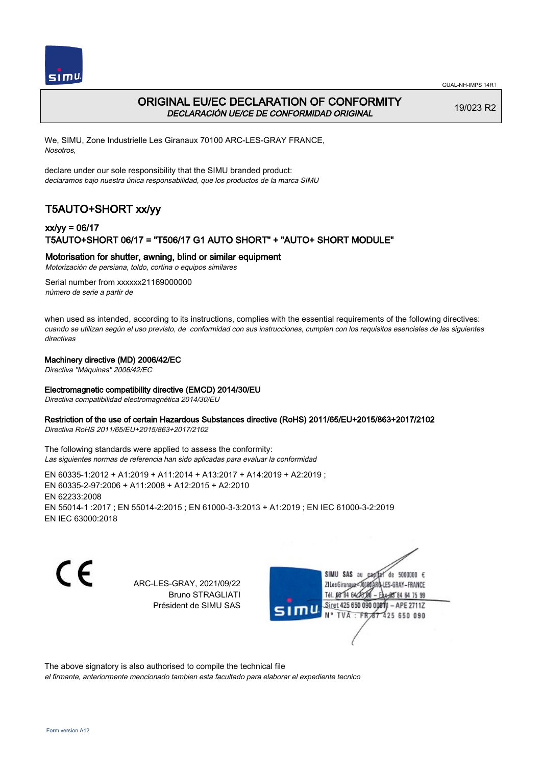# ORIGINAL EU/EC DECLARATION OF CONFORMITY
*DECLARACIÓN UE/CE DE CONFORMIDAD ORIGINAL*

19/023 R2

We, SIMU, Zone Industrielle Les Giranaux 70100 ARC-LES-GRAY FRANCE,
*Nosotros,*

declare under our sole responsibility that the SIMU branded product:
*declaramos bajo nuestra única responsabilidad, que los productos de la marca SIMU*

## T5AUTO+SHORT xx/yy

### xx/yy = 06/17
### T5AUTO+SHORT 06/17 = "T506/17 G1 AUTO SHORT" + "AUTO+ SHORT MODULE"

### Motorisation for shutter, awning, blind or similar equipment
*Motorización de persiana, toldo, cortina o equipos similares*

Serial number from xxxxxx21169000000
*número de serie a partir de*

when used as intended, according to its instructions, complies with the essential requirements of the following directives:
*cuando se utilizan según el uso previsto, de conformidad con sus instrucciones, cumplen con los requisitos esenciales de las siguientes directivas*

**Machinery directive (MD) 2006/42/EC**
*Directiva "Máquinas" 2006/42/EC*

**Electromagnetic compatibility directive (EMCD) 2014/30/EU**
*Directiva compatibilidad electromagnética 2014/30/EU*

**Restriction of the use of certain Hazardous Substances directive (RoHS) 2011/65/EU+2015/863+2017/2102**
*Directiva RoHS 2011/65/EU+2015/863+2017/2102*

The following standards were applied to assess the conformity:
*Las siguientes normas de referencia han sido aplicadas para evaluar la conformidad*

EN 60335-1:2012 + A1:2019 + A11:2014 + A13:2017 + A14:2019 + A2:2019 ;
EN 60335-2-97:2006 + A11:2008 + A12:2015 + A2:2010
EN 62233:2008
EN 55014-1 :2017 ; EN 55014-2:2015 ; EN 61000-3-3:2013 + A1:2019 ; EN IEC 61000-3-2:2019
EN IEC 63000:2018

CE

ARC-LES-GRAY, 2021/09/22
Bruno STRAGLIATI
Président de SIMU SAS

SIMU SAS au capital de 5000000 €
ZI Les Giranaux 70100 ARC-LES-GRAY-FRANCE
Tél. 03 84 64 75 00 – Fax 03 84 64 75 99
Siret 425 650 090 00011 – APE 2711Z
N° TVA : FR 87 425 650 090

The above signatory is also authorised to compile the technical file
*el firmante, anteriormente mencionado tambien esta facultado para elaborar el expediente tecnico*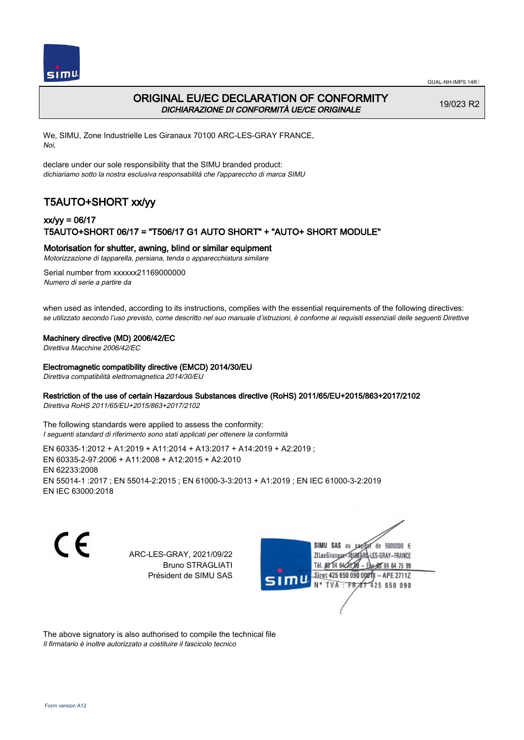# ORIGINAL EU/EC DECLARATION OF CONFORMITY

*DICHIARAZIONE DI CONFORMITÀ UE/CE ORIGINALE*

19/023 R2

We, SIMU, Zone Industrielle Les Giranaux 70100 ARC-LES-GRAY FRANCE,
*Noi,*

declare under our sole responsibility that the SIMU branded product:
*dichiariamo sotto la nostra esclusiva responsabilità che l'apparecchio di marca SIMU*

## T5AUTO+SHORT xx/yy

### xx/yy = 06/17
### T5AUTO+SHORT 06/17 = "T506/17 G1 AUTO SHORT" + "AUTO+ SHORT MODULE"

**Motorisation for shutter, awning, blind or similar equipment**
*Motorizzazione di tapparella, persiana, tenda o apparecchiatura similare*

Serial number from xxxxxx21169000000
*Numero di serie a partire da*

when used as intended, according to its instructions, complies with the essential requirements of the following directives:
*se utilizzato secondo l'uso previsto, come descritto nel suo manuale d'istruzioni, è conforme ai requisiti essenziali delle seguenti Direttive*

**Machinery directive (MD) 2006/42/EC**
*Direttiva Macchine 2006/42/EC*

**Electromagnetic compatibility directive (EMCD) 2014/30/EU**
*Direttiva compatibilità elettromagnetica 2014/30/EU*

**Restriction of the use of certain Hazardous Substances directive (RoHS) 2011/65/EU+2015/863+2017/2102**
*Direttiva RoHS 2011/65/EU+2015/863+2017/2102*

The following standards were applied to assess the conformity:
*I seguenti standard di riferimento sono stati applicati per ottenere la conformità*

EN 60335-1:2012 + A1:2019 + A11:2014 + A13:2017 + A14:2019 + A2:2019 ;
EN 60335-2-97:2006 + A11:2008 + A12:2015 + A2:2010
EN 62233:2008
EN 55014-1 :2017 ; EN 55014-2:2015 ; EN 61000-3-3:2013 + A1:2019 ; EN IEC 61000-3-2:2019
EN IEC 63000:2018

ARC-LES-GRAY, 2021/09/22
Bruno STRAGLIATI
Président de SIMU SAS

SIMU SAS au capital de 5000000 €
ZI Les Giranaux 70100 ARC-LES-GRAY-FRANCE
Tél. 03 84 64 78 00 – Fax 03 84 64 75 99
Siret 425 650 090 00011 – APE 2711Z
N° TVA : FR 87 425 650 090

The above signatory is also authorised to compile the technical file
*Il firmatario è inoltre autorizzato a costituire il fascicolo tecnico*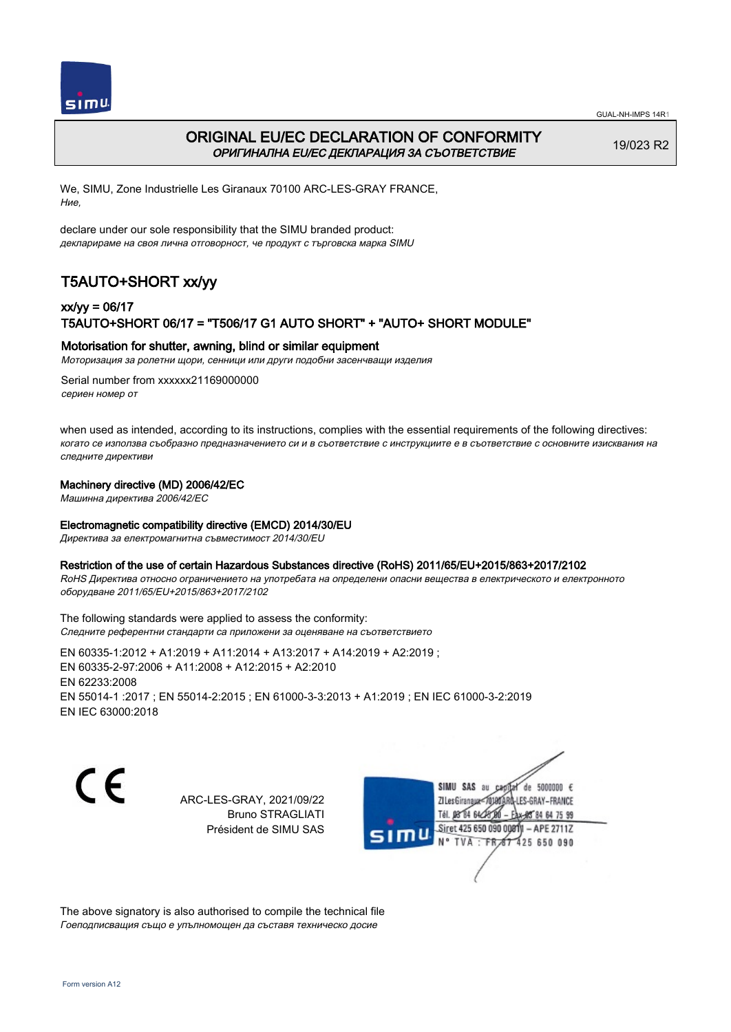# ORIGINAL EU/EC DECLARATION OF CONFORMITY
*ОРИГИНАЛНА EU/EC ДЕКЛАРАЦИЯ ЗА СЪОТВЕТСТВИЕ*

19/023 R2

We, SIMU, Zone Industrielle Les Giranaux 70100 ARC-LES-GRAY FRANCE,
*Ние,*

declare under our sole responsibility that the SIMU branded product:
*декларираме на своя лична отговорност, че продукт с търговска марка SIMU*

## T5AUTO+SHORT xx/yy

### xx/yy = 06/17
### T5AUTO+SHORT 06/17 = "T506/17 G1 AUTO SHORT" + "AUTO+ SHORT MODULE"

**Motorisation for shutter, awning, blind or similar equipment**
*Моторизация за ролетни щори, сенници или други подобни засенчващи изделия*

Serial number from xxxxxx21169000000
*сериен номер от*

when used as intended, according to its instructions, complies with the essential requirements of the following directives:
*когато се използва съобразно предназначението си и в съответствие с инструкциите е в съответствие с основните изисквания на следните директиви*

**Machinery directive (MD) 2006/42/EC**
*Машинна директива 2006/42/EC*

**Electromagnetic compatibility directive (EMCD) 2014/30/EU**
*Директива за електромагнитна съвместимост 2014/30/EU*

**Restriction of the use of certain Hazardous Substances directive (RoHS) 2011/65/EU+2015/863+2017/2102**
*RoHS Директива относно ограничението на употребата на определени опасни вещества в електрическото и електронното оборудване 2011/65/EU+2015/863+2017/2102*

The following standards were applied to assess the conformity:
*Следните референтни стандарти са приложени за оценяване на съответствието*

EN 60335-1:2012 + A1:2019 + A11:2014 + A13:2017 + A14:2019 + A2:2019 ;
EN 60335-2-97:2006 + A11:2008 + A12:2015 + A2:2010
EN 62233:2008
EN 55014-1 :2017 ; EN 55014-2:2015 ; EN 61000-3-3:2013 + A1:2019 ; EN IEC 61000-3-2:2019
EN IEC 63000:2018

ARC-LES-GRAY, 2021/09/22
Bruno STRAGLIATI
Président de SIMU SAS

SIMU SAS au capital de 5000000 €
ZI Les Giranaux 70100 ARC-LES-GRAY-FRANCE
Tél. 03 84 64 75 00 – Fax 03 84 64 75 99
Siret 425 650 090 00011 – APE 2711Z
N° TVA : FR 87 425 650 090

The above signatory is also authorised to compile the technical file
*Гоеподписващия също е упълномощен да съставя техническо досие*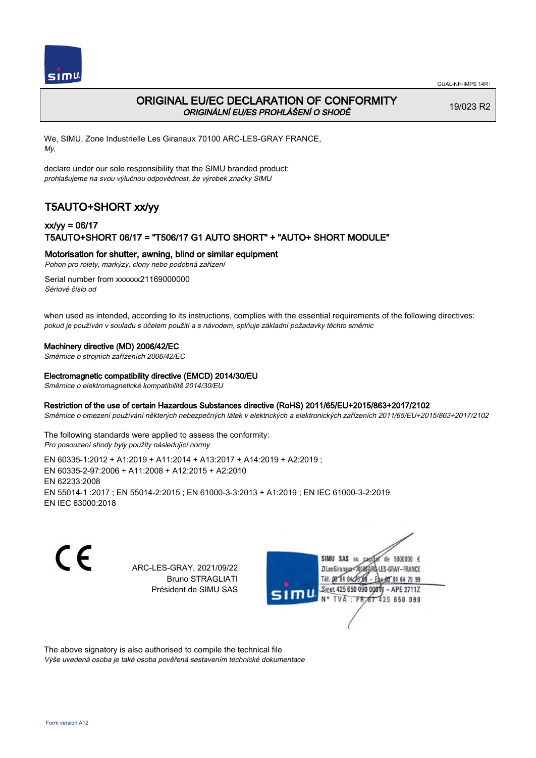GUAL-NH-IMPS 14R1

# ORIGINAL EU/EC DECLARATION OF CONFORMITY

*ORIGINÁLNÍ EU/ES PROHLÁŠENÍ O SHODĚ*

19/023 R2

We, SIMU, Zone Industrielle Les Giranaux 70100 ARC-LES-GRAY FRANCE,
*My,*

declare under our sole responsibility that the SIMU branded product:
*prohlašujeme na svou výlučnou odpovědnost, že výrobek značky SIMU*

## T5AUTO+SHORT xx/yy

### xx/yy = 06/17
### T5AUTO+SHORT 06/17 = "T506/17 G1 AUTO SHORT" + "AUTO+ SHORT MODULE"

**Motorisation for shutter, awning, blind or similar equipment**
*Pohon pro rolety, markýzy, clony nebo podobná zařízení*

Serial number from xxxxxx21169000000
*Sériové číslo od*

when used as intended, according to its instructions, complies with the essential requirements of the following directives:
*pokud je používán v souladu s účelem použití a s návodem, splňuje základní požadavky těchto směrnic*

**Machinery directive (MD) 2006/42/EC**
*Směrnice o strojních zařízeních 2006/42/EC*

**Electromagnetic compatibility directive (EMCD) 2014/30/EU**
*Směrnice o elektromagnetické kompatibilitě 2014/30/EU*

**Restriction of the use of certain Hazardous Substances directive (RoHS) 2011/65/EU+2015/863+2017/2102**
*Směrnice o omezení používání některých nebezpečných látek v elektrických a elektronických zařízeních 2011/65/EU+2015/863+2017/2102*

The following standards were applied to assess the conformity:
*Pro posouzení shody byly použity následující normy*

EN 60335-1:2012 + A1:2019 + A11:2014 + A13:2017 + A14:2019 + A2:2019 ;
EN 60335-2-97:2006 + A11:2008 + A12:2015 + A2:2010
EN 62233:2008
EN 55014-1 :2017 ; EN 55014-2:2015 ; EN 61000-3-3:2013 + A1:2019 ; EN IEC 61000-3-2:2019
EN IEC 63000:2018

CE

ARC-LES-GRAY, 2021/09/22
Bruno STRAGLIATI
Président de SIMU SAS

SIMU SAS au capital de 5000000 €
ZI Les Giranaux 70100 ARC-LES-GRAY-FRANCE
Tél. 03 84 64 78 00 – Fax 03 84 64 75 99
Siret 425 650 090 00011 – APE 2711Z
N° TVA : FR 87 425 650 090

The above signatory is also authorised to compile the technical file
*Výše uvedená osoba je také osoba pověřená sestavením technické dokumentace*

Form version A12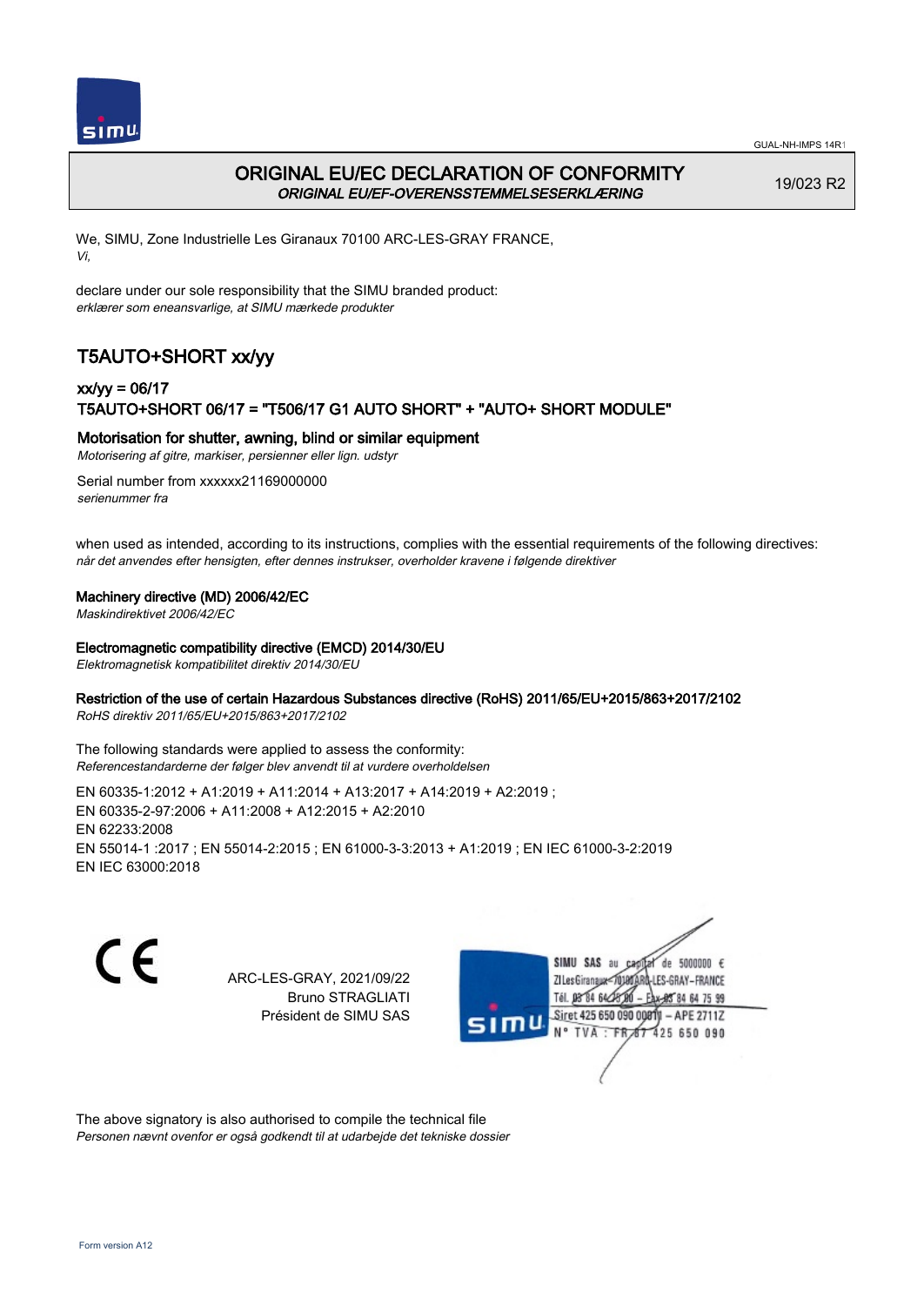GUAL-NH-IMPS 14R1

# ORIGINAL EU/EC DECLARATION OF CONFORMITY
*ORIGINAL EU/EF-OVERENSSTEMMELSESERKLÆRING*

19/023 R2

We, SIMU, Zone Industrielle Les Giranaux 70100 ARC-LES-GRAY FRANCE,
*Vi,*

declare under our sole responsibility that the SIMU branded product:
*erklærer som eneansvarlige, at SIMU mærkede produkter*

## T5AUTO+SHORT xx/yy

### xx/yy = 06/17
### T5AUTO+SHORT 06/17 = "T506/17 G1 AUTO SHORT" + "AUTO+ SHORT MODULE"

**Motorisation for shutter, awning, blind or similar equipment**
*Motorisering af gitre, markiser, persienner eller lign. udstyr*

Serial number from xxxxxx21169000000
*serienummer fra*

when used as intended, according to its instructions, complies with the essential requirements of the following directives:
*når det anvendes efter hensigten, efter dennes instrukser, overholder kravene i følgende direktiver*

**Machinery directive (MD) 2006/42/EC**
*Maskindirektivet 2006/42/EC*

**Electromagnetic compatibility directive (EMCD) 2014/30/EU**
*Elektromagnetisk kompatibilitet direktiv 2014/30/EU*

**Restriction of the use of certain Hazardous Substances directive (RoHS) 2011/65/EU+2015/863+2017/2102**
*RoHS direktiv 2011/65/EU+2015/863+2017/2102*

The following standards were applied to assess the conformity:
*Referencestandarderne der følger blev anvendt til at vurdere overholdelsen*

EN 60335-1:2012 + A1:2019 + A11:2014 + A13:2017 + A14:2019 + A2:2019 ;
EN 60335-2-97:2006 + A11:2008 + A12:2015 + A2:2010
EN 62233:2008
EN 55014-1 :2017 ; EN 55014-2:2015 ; EN 61000-3-3:2013 + A1:2019 ; EN IEC 61000-3-2:2019
EN IEC 63000:2018

CE

ARC-LES-GRAY, 2021/09/22
Bruno STRAGLIATI
Président de SIMU SAS

SIMU SAS au capital de 5000000 €
ZI Les Giranaux 70100 ARC-LES-GRAY-FRANCE
Tél. 03 84 64 75 00 – Fax 03 84 64 75 99
Siret 425 650 090 00011 – APE 2711Z
N° TVA : FR 87 425 650 090

The above signatory is also authorised to compile the technical file
*Personen nævnt ovenfor er også godkendt til at udarbejde det tekniske dossier*

Form version A12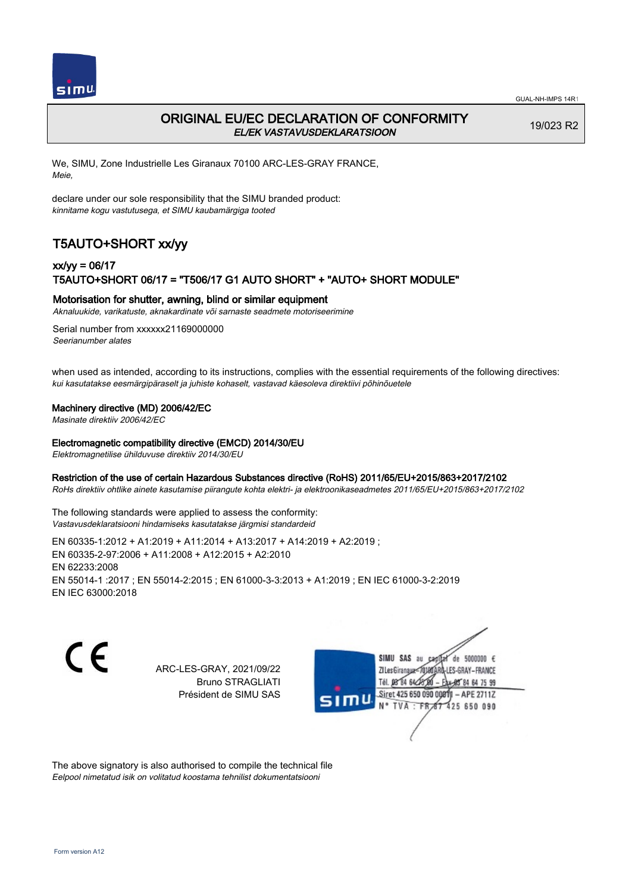GUAL-NH-IMPS 14R1

# ORIGINAL EU/EC DECLARATION OF CONFORMITY

*EL/EK VASTAVUSDEKLARATSIOON*

19/023 R2

We, SIMU, Zone Industrielle Les Giranaux 70100 ARC-LES-GRAY FRANCE,
*Meie,*

declare under our sole responsibility that the SIMU branded product:
*kinnitame kogu vastutusega, et SIMU kaubamärgiga tooted*

## T5AUTO+SHORT xx/yy

### xx/yy = 06/17
### T5AUTO+SHORT 06/17 = "T506/17 G1 AUTO SHORT" + "AUTO+ SHORT MODULE"

**Motorisation for shutter, awning, blind or similar equipment**
*Aknaluukide, varikatuste, aknakardinate või sarnaste seadmete motoriseerimine*

Serial number from xxxxxx21169000000
*Seerianumber alates*

when used as intended, according to its instructions, complies with the essential requirements of the following directives:
*kui kasutatakse eesmärgipäraselt ja juhiste kohaselt, vastavad käesoleva direktiivi põhinõuetele*

**Machinery directive (MD) 2006/42/EC**
*Masinate direktiiv 2006/42/EC*

**Electromagnetic compatibility directive (EMCD) 2014/30/EU**
*Elektromagnetilise ühilduvuse direktiiv 2014/30/EU*

**Restriction of the use of certain Hazardous Substances directive (RoHS) 2011/65/EU+2015/863+2017/2102**
*RoHs direktiiv ohtlike ainete kasutamise piirangute kohta elektri- ja elektroonikaseadmetes 2011/65/EU+2015/863+2017/2102*

The following standards were applied to assess the conformity:
*Vastavusdeklaratsiooni hindamiseks kasutatakse järgmisi standardeid*

EN 60335-1:2012 + A1:2019 + A11:2014 + A13:2017 + A14:2019 + A2:2019 ;
EN 60335-2-97:2006 + A11:2008 + A12:2015 + A2:2010
EN 62233:2008
EN 55014-1 :2017 ; EN 55014-2:2015 ; EN 61000-3-3:2013 + A1:2019 ; EN IEC 61000-3-2:2019
EN IEC 63000:2018

CE

ARC-LES-GRAY, 2021/09/22
Bruno STRAGLIATI
Président de SIMU SAS

SIMU SAS au capital de 5000000 €
ZI Les Giranaux 70100 ARC-LES-GRAY-FRANCE
Tél. 03 84 64 75 00 – Fax 03 84 64 75 99
Siret 425 650 090 00011 – APE 2711Z
N° TVA : FR 87 425 650 090

The above signatory is also authorised to compile the technical file
*Eelpool nimetatud isik on volitatud koostama tehnilist dokumentatsiooni*

Form version A12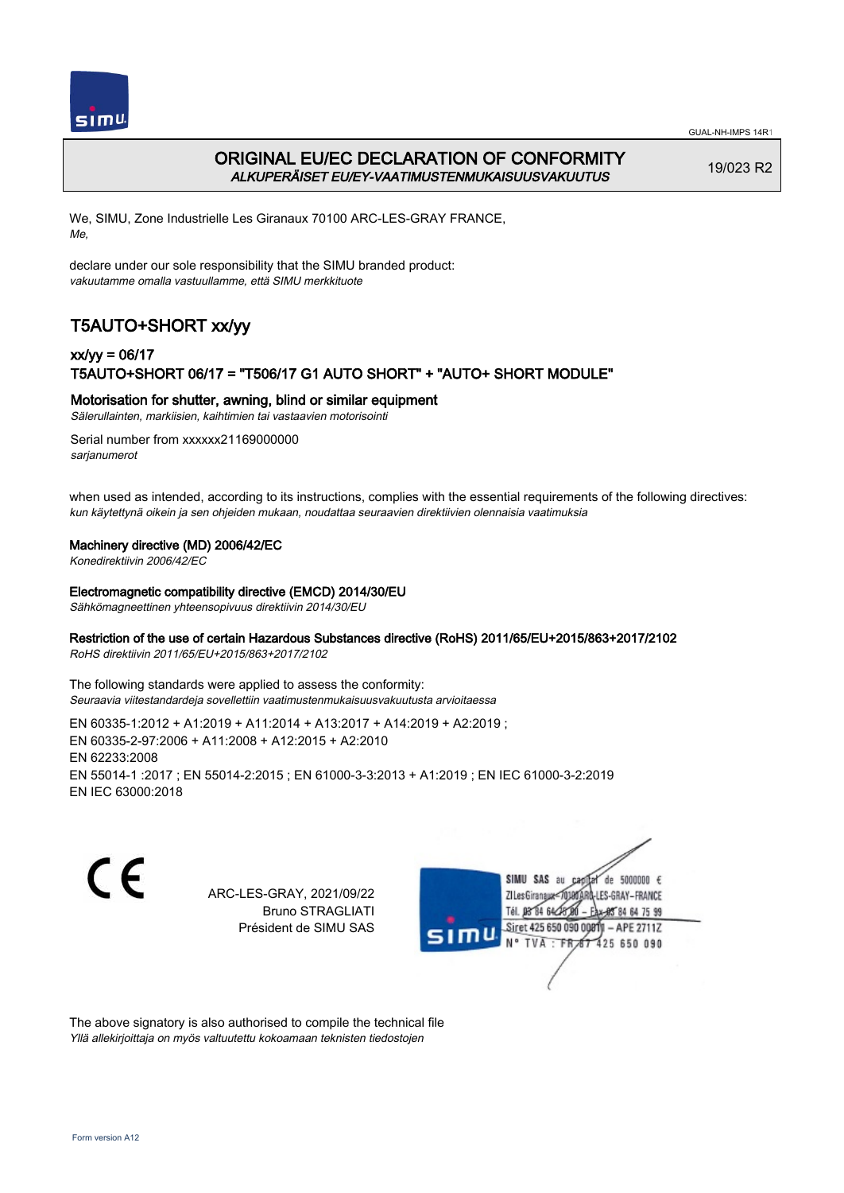# ORIGINAL EU/EC DECLARATION OF CONFORMITY
*ALKUPERÄISET EU/EY-VAATIMUSTENMUKAISUUSVAKUUTUS*

19/023 R2

We, SIMU, Zone Industrielle Les Giranaux 70100 ARC-LES-GRAY FRANCE,
*Me,*

declare under our sole responsibility that the SIMU branded product:
*vakuutamme omalla vastuullamme, että SIMU merkkituote*

## T5AUTO+SHORT xx/yy

### xx/yy = 06/17
### T5AUTO+SHORT 06/17 = "T506/17 G1 AUTO SHORT" + "AUTO+ SHORT MODULE"

**Motorisation for shutter, awning, blind or similar equipment**
*Sälerullainten, markiisien, kaihtimien tai vastaavien motorisointi*

Serial number from xxxxxx21169000000
*sarjanumerot*

when used as intended, according to its instructions, complies with the essential requirements of the following directives:
*kun käytettynä oikein ja sen ohjeiden mukaan, noudattaa seuraavien direktiivien olennaisia vaatimuksia*

**Machinery directive (MD) 2006/42/EC**
*Konedirektiivin 2006/42/EC*

**Electromagnetic compatibility directive (EMCD) 2014/30/EU**
*Sähkömagneettinen yhteensopivuus direktiivin 2014/30/EU*

**Restriction of the use of certain Hazardous Substances directive (RoHS) 2011/65/EU+2015/863+2017/2102**
*RoHS direktiivin 2011/65/EU+2015/863+2017/2102*

The following standards were applied to assess the conformity:
*Seuraavia viitestandardeja sovellettiin vaatimustenmukaisuusvakuutusta arvioitaessa*

EN 60335-1:2012 + A1:2019 + A11:2014 + A13:2017 + A14:2019 + A2:2019 ;
EN 60335-2-97:2006 + A11:2008 + A12:2015 + A2:2010
EN 62233:2008
EN 55014-1 :2017 ; EN 55014-2:2015 ; EN 61000-3-3:2013 + A1:2019 ; EN IEC 61000-3-2:2019
EN IEC 63000:2018

CE

ARC-LES-GRAY, 2021/09/22
Bruno STRAGLIATI
Président de SIMU SAS

SIMU SAS au capital de 5000000 €
ZI Les Giranaux 70100 ARC-LES-GRAY-FRANCE
Tél. 03 84 64 78 00 – Fax 03 84 64 75 99
Siret 425 650 090 00811 – APE 2711Z
N° TVA : FR 87 425 650 090

The above signatory is also authorised to compile the technical file
*Yllä allekirjoittaja on myös valtuutettu kokoamaan teknisten tiedostojen*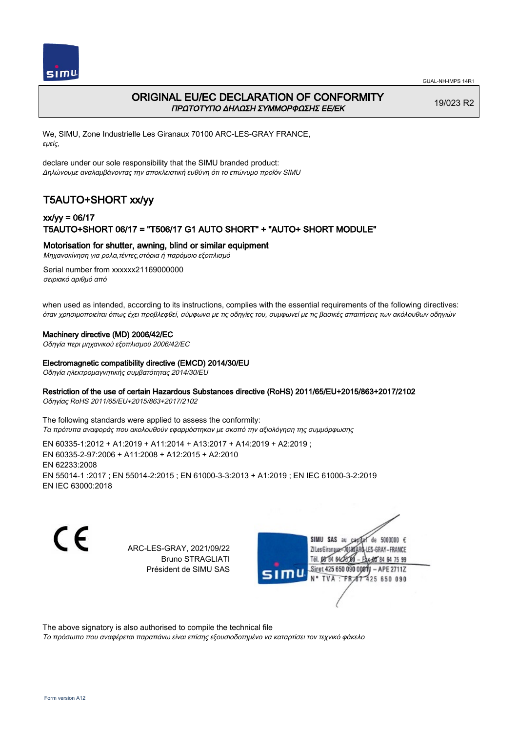GUAL-NH-IMPS 14R1

# ORIGINAL EU/EC DECLARATION OF CONFORMITY
*ΠΡΩΤΟΤΥΠΟ ΔΗΛΩΣΗ ΣΥΜΜΟΡΦΩΣΗΣ ΕΕ/ΕΚ*

19/023 R2

We, SIMU, Zone Industrielle Les Giranaux 70100 ARC-LES-GRAY FRANCE,
*εμείς,*

declare under our sole responsibility that the SIMU branded product:
*Δηλώνουμε αναλαμβάνοντας την αποκλειστική ευθύνη ότι το επώνυμο προϊόν SIMU*

## T5AUTO+SHORT xx/yy

### xx/yy = 06/17
### T5AUTO+SHORT 06/17 = "T506/17 G1 AUTO SHORT" + "AUTO+ SHORT MODULE"

**Motorisation for shutter, awning, blind or similar equipment**
*Μηχανοκίνηση για ρολα,τέντες,στόρια ή παρόμοιο εξοπλισμό*

Serial number from xxxxxx21169000000
*σειριακό αριθμό από*

when used as intended, according to its instructions, complies with the essential requirements of the following directives:
*όταν χρησιμοποιείται όπως έχει προβλεφθεί, σύμφωνα με τις οδηγίες του, συμφωνεί με τις βασικές απαιτήσεις των ακόλουθων οδηγιών*

**Machinery directive (MD) 2006/42/EC**
*Οδηγία περι μηχανικού εξοπλισμού 2006/42/EC*

**Electromagnetic compatibility directive (EMCD) 2014/30/EU**
*Οδηγία ηλεκτρομαγνητικής συμβατότητας 2014/30/EU*

**Restriction of the use of certain Hazardous Substances directive (RoHS) 2011/65/EU+2015/863+2017/2102**
*Οδηγίας RoHS 2011/65/EU+2015/863+2017/2102*

The following standards were applied to assess the conformity:
*Τα πρότυπα αναφοράς που ακολουθούν εφαρμόστηκαν με σκοπό την αξιολόγηση της συμμόρφωσης*

EN 60335-1:2012 + A1:2019 + A11:2014 + A13:2017 + A14:2019 + A2:2019 ;
EN 60335-2-97:2006 + A11:2008 + A12:2015 + A2:2010
EN 62233:2008
EN 55014-1 :2017 ; EN 55014-2:2015 ; EN 61000-3-3:2013 + A1:2019 ; EN IEC 61000-3-2:2019
EN IEC 63000:2018

CE

ARC-LES-GRAY, 2021/09/22
Bruno STRAGLIATI
Président de SIMU SAS

SIMU SAS au capital de 5000000 €
ZI Les Giranaux 70100 ARC-LES-GRAY-FRANCE
Tél. 03 84 64 75 00 – Fax 03 84 64 75 99
Siret 425 650 090 00011 – APE 2711Z
N° TVA : FR 87 425 650 090

The above signatory is also authorised to compile the technical file
*Το πρόσωπο που αναφέρεται παραπάνω είναι επίσης εξουσιοδοτημένο να καταρτίσει τον τεχνικό φάκελο*

Form version A12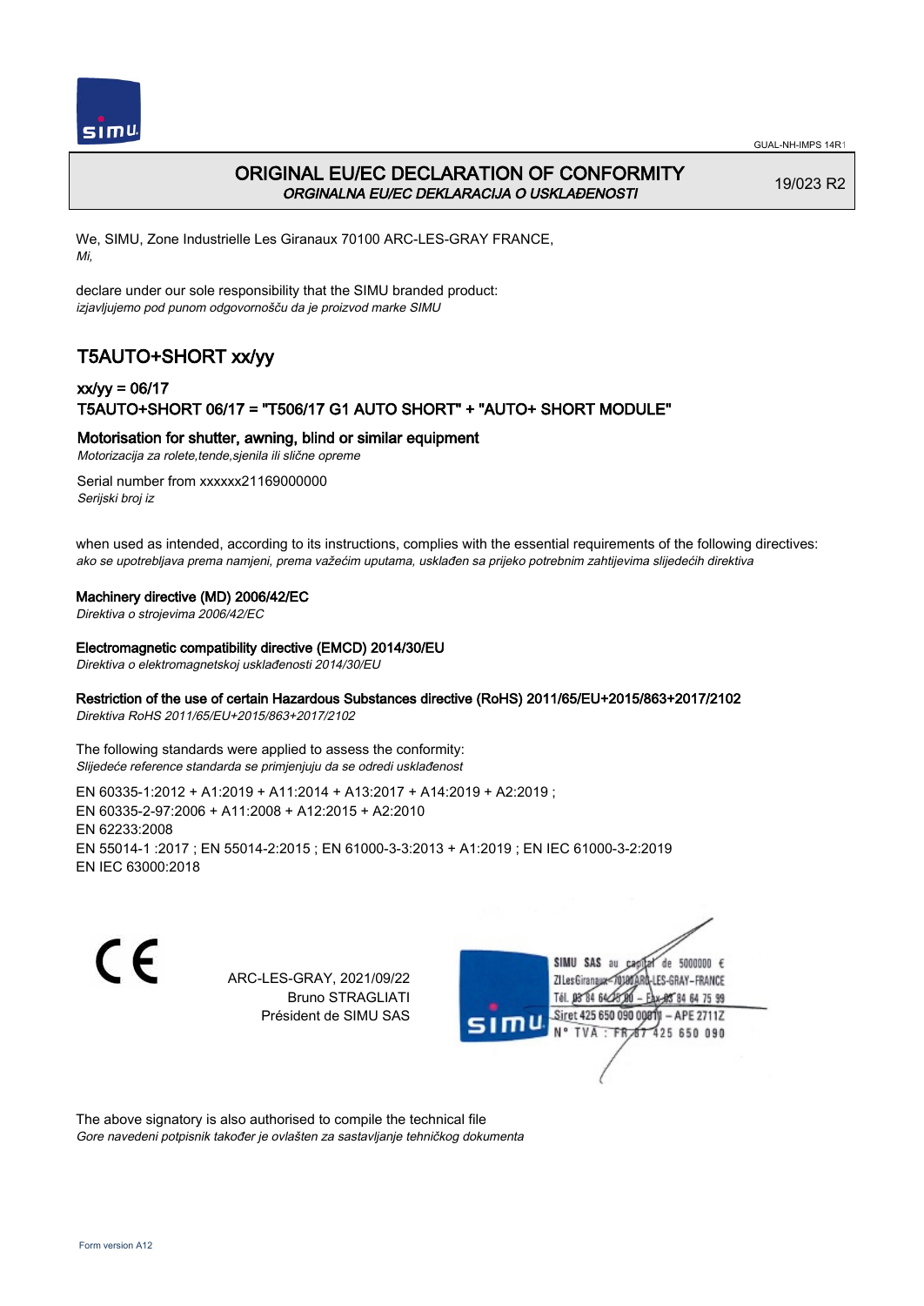GUAL-NH-IMPS 14R1

# ORIGINAL EU/EC DECLARATION OF CONFORMITY
*ORGINALNA EU/EC DEKLARACIJA O USKLAĐENOSTI*

19/023 R2

We, SIMU, Zone Industrielle Les Giranaux 70100 ARC-LES-GRAY FRANCE,
*Mi,*

declare under our sole responsibility that the SIMU branded product:
*izjavljujemo pod punom odgovornošču da je proizvod marke SIMU*

## T5AUTO+SHORT xx/yy

### xx/yy = 06/17
### T5AUTO+SHORT 06/17 = "T506/17 G1 AUTO SHORT" + "AUTO+ SHORT MODULE"

**Motorisation for shutter, awning, blind or similar equipment**
*Motorizacija za rolete,tende,sjenila ili slične opreme*

Serial number from xxxxxx21169000000
*Serijski broj iz*

when used as intended, according to its instructions, complies with the essential requirements of the following directives:
*ako se upotrebljava prema namjeni, prema važećim uputama, usklađen sa prijeko potrebnim zahtijevima slijedećih direktiva*

**Machinery directive (MD) 2006/42/EC**
*Direktiva o strojevima 2006/42/EC*

**Electromagnetic compatibility directive (EMCD) 2014/30/EU**
*Direktiva o elektromagnetskoj usklađenosti 2014/30/EU*

**Restriction of the use of certain Hazardous Substances directive (RoHS) 2011/65/EU+2015/863+2017/2102**
*Direktiva RoHS 2011/65/EU+2015/863+2017/2102*

The following standards were applied to assess the conformity:
*Slijedeće reference standarda se primjenjuju da se odredi usklađenost*

EN 60335-1:2012 + A1:2019 + A11:2014 + A13:2017 + A14:2019 + A2:2019 ;
EN 60335-2-97:2006 + A11:2008 + A12:2015 + A2:2010
EN 62233:2008
EN 55014-1 :2017 ; EN 55014-2:2015 ; EN 61000-3-3:2013 + A1:2019 ; EN IEC 61000-3-2:2019
EN IEC 63000:2018

CE

ARC-LES-GRAY, 2021/09/22
Bruno STRAGLIATI
Président de SIMU SAS

SIMU SAS au capital de 5000000 €
ZI Les Giranaux 70100 ARC-LES-GRAY-FRANCE
Tél. 03 84 64 75 00 – Fax 03 84 64 75 99
Siret 425 650 090 00011 – APE 2711Z
N° TVA : FR 87 425 650 090

The above signatory is also authorised to compile the technical file
*Gore navedeni potpisnik također je ovlašten za sastavljanje tehničkog dokumenta*

Form version A12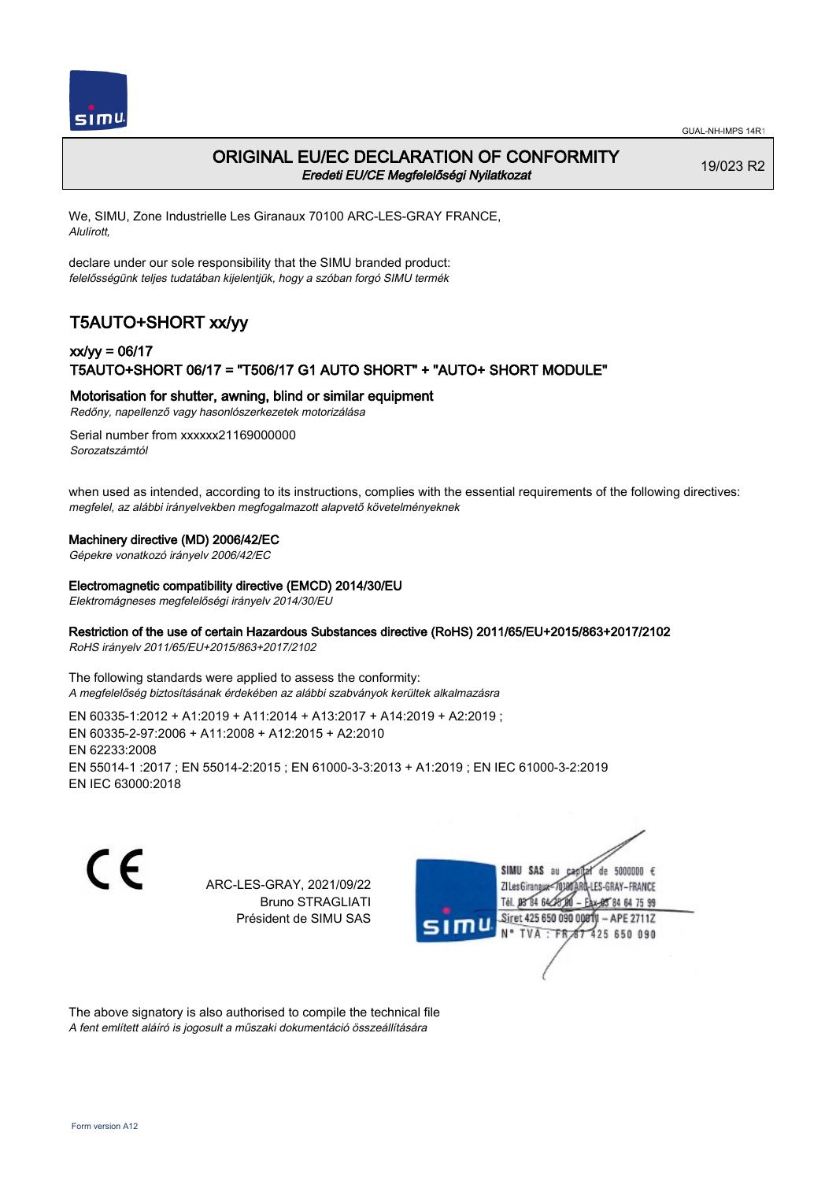GUAL-NH-IMPS 14R1

# ORIGINAL EU/EC DECLARATION OF CONFORMITY

*Eredeti EU/CE Megfelelőségi Nyilatkozat*

19/023 R2

We, SIMU, Zone Industrielle Les Giranaux 70100 ARC-LES-GRAY FRANCE,
*Alulírott,*

declare under our sole responsibility that the SIMU branded product:
*felelősségünk teljes tudatában kijelentjük, hogy a szóban forgó SIMU termék*

## T5AUTO+SHORT xx/yy

### xx/yy = 06/17
### T5AUTO+SHORT 06/17 = "T506/17 G1 AUTO SHORT" + "AUTO+ SHORT MODULE"

**Motorisation for shutter, awning, blind or similar equipment**
*Redőny, napellenző vagy hasonlószerkezetek motorizálása*

Serial number from xxxxxx21169000000
*Sorozatszámtól*

when used as intended, according to its instructions, complies with the essential requirements of the following directives:
*megfelel, az alábbi irányelvekben megfogalmazott alapvető követelményeknek*

**Machinery directive (MD) 2006/42/EC**
*Gépekre vonatkozó irányelv 2006/42/EC*

**Electromagnetic compatibility directive (EMCD) 2014/30/EU**
*Elektromágneses megfelelőségi irányelv 2014/30/EU*

**Restriction of the use of certain Hazardous Substances directive (RoHS) 2011/65/EU+2015/863+2017/2102**
*RoHS irányelv 2011/65/EU+2015/863+2017/2102*

The following standards were applied to assess the conformity:
*A megfelelőség biztosításának érdekében az alábbi szabványok kerültek alkalmazásra*

EN 60335-1:2012 + A1:2019 + A11:2014 + A13:2017 + A14:2019 + A2:2019 ;
EN 60335-2-97:2006 + A11:2008 + A12:2015 + A2:2010
EN 62233:2008
EN 55014-1 :2017 ; EN 55014-2:2015 ; EN 61000-3-3:2013 + A1:2019 ; EN IEC 61000-3-2:2019
EN IEC 63000:2018

ARC-LES-GRAY, 2021/09/22
Bruno STRAGLIATI
Président de SIMU SAS

SIMU SAS au capital de 5000000 €
ZI Les Giranaux 70100 ARC-LES-GRAY-FRANCE
Tél. 03 84 64 75 00 – Fax 03 84 64 75 99
Siret 425 650 090 00011 – APE 2711Z
N° TVA : FR 87 425 650 090

The above signatory is also authorised to compile the technical file
*A fent említett aláíró is jogosult a műszaki dokumentáció összeállítására*

Form version A12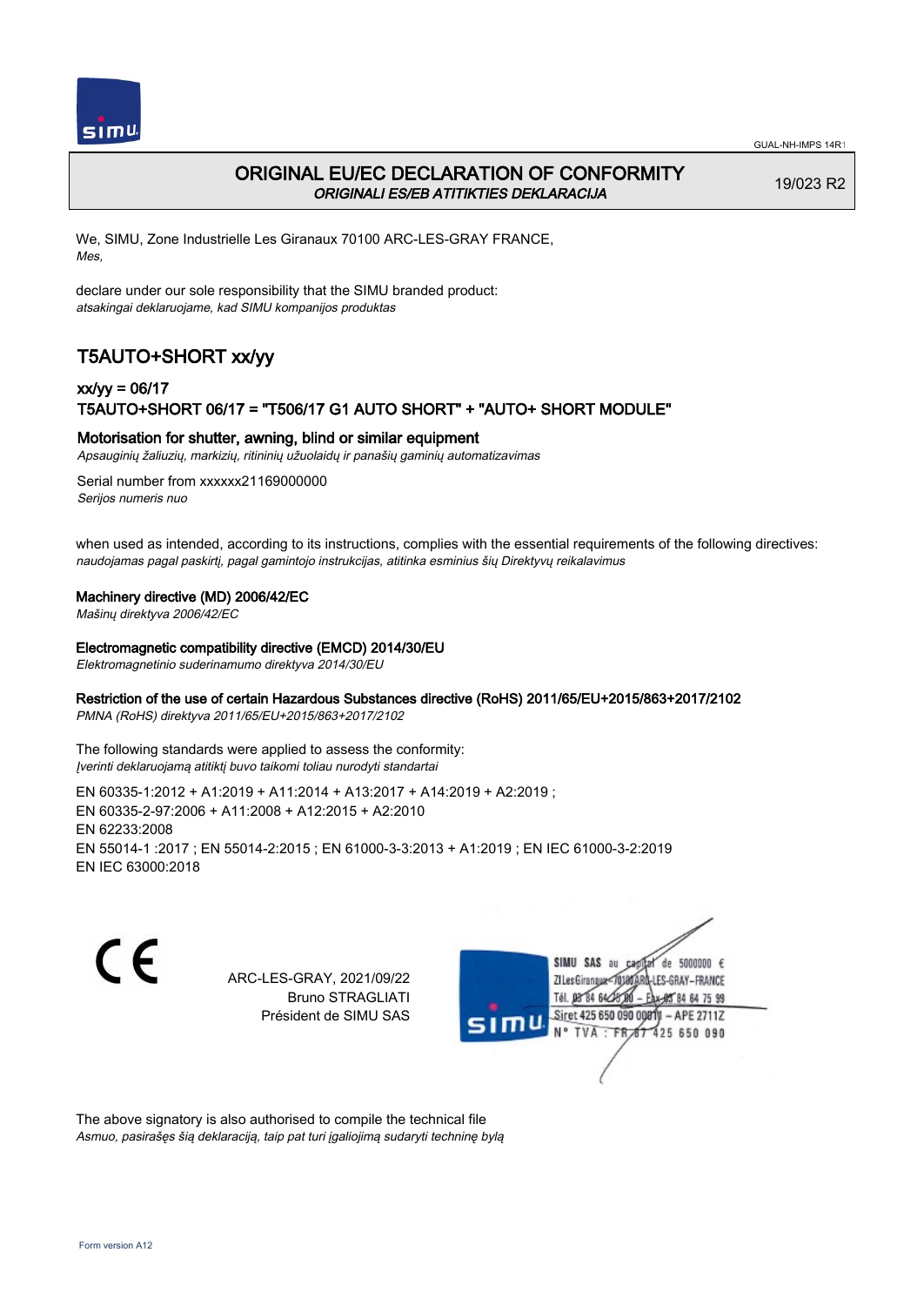# ORIGINAL EU/EC DECLARATION OF CONFORMITY

*ORIGINALI ES/EB ATITIKTIES DEKLARACIJA*

19/023 R2

We, SIMU, Zone Industrielle Les Giranaux 70100 ARC-LES-GRAY FRANCE,
*Mes,*

declare under our sole responsibility that the SIMU branded product:
*atsakingai deklaruojame, kad SIMU kompanijos produktas*

## T5AUTO+SHORT xx/yy

### xx/yy = 06/17
### T5AUTO+SHORT 06/17 = "T506/17 G1 AUTO SHORT" + "AUTO+ SHORT MODULE"

**Motorisation for shutter, awning, blind or similar equipment**
*Apsauginių žaliuzių, markizių, ritininių užuolaidų ir panašių gaminių automatizavimas*

Serial number from xxxxxx21169000000
*Serijos numeris nuo*

when used as intended, according to its instructions, complies with the essential requirements of the following directives:
*naudojamas pagal paskirtį, pagal gamintojo instrukcijas, atitinka esminius šių Direktyvų reikalavimus*

**Machinery directive (MD) 2006/42/EC**
*Mašinų direktyva 2006/42/EC*

**Electromagnetic compatibility directive (EMCD) 2014/30/EU**
*Elektromagnetinio suderinamumo direktyva 2014/30/EU*

**Restriction of the use of certain Hazardous Substances directive (RoHS) 2011/65/EU+2015/863+2017/2102**
*PMNA (RoHS) direktyva 2011/65/EU+2015/863+2017/2102*

The following standards were applied to assess the conformity:
*Įverinti deklaruojamą atitiktį buvo taikomi toliau nurodyti standartai*

EN 60335-1:2012 + A1:2019 + A11:2014 + A13:2017 + A14:2019 + A2:2019 ;
EN 60335-2-97:2006 + A11:2008 + A12:2015 + A2:2010
EN 62233:2008
EN 55014-1 :2017 ; EN 55014-2:2015 ; EN 61000-3-3:2013 + A1:2019 ; EN IEC 61000-3-2:2019
EN IEC 63000:2018

ARC-LES-GRAY, 2021/09/22
Bruno STRAGLIATI
Président de SIMU SAS

SIMU SAS au capital de 5000000 €
ZI Les Giranaux 70100 ARC-LES-GRAY-FRANCE
Tél. 03 84 64 75 00 – Fax 03 84 64 75 99
Siret 425 650 090 00011 – APE 2711Z
N° TVA : FR 67 425 650 090

The above signatory is also authorised to compile the technical file
*Asmuo, pasirašęs šią deklaraciją, taip pat turi įgaliojimą sudaryti techninę bylą*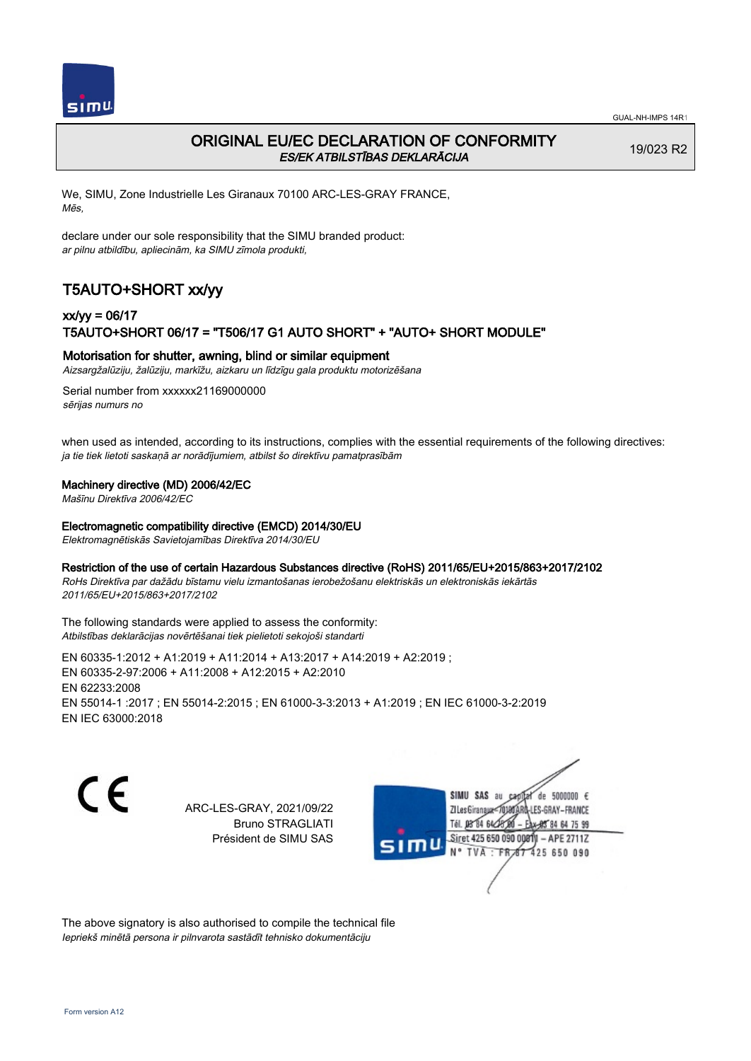GUAL-NH-IMPS 14R1

# ORIGINAL EU/EC DECLARATION OF CONFORMITY
*ES/EK ATBILSTĪBAS DEKLARĀCIJA*

19/023 R2

We, SIMU, Zone Industrielle Les Giranaux 70100 ARC-LES-GRAY FRANCE,
*Mēs,*

declare under our sole responsibility that the SIMU branded product:
*ar pilnu atbildību, apliecinām, ka SIMU zīmola produkti,*

## T5AUTO+SHORT xx/yy

### xx/yy = 06/17
### T5AUTO+SHORT 06/17 = "T506/17 G1 AUTO SHORT" + "AUTO+ SHORT MODULE"

**Motorisation for shutter, awning, blind or similar equipment**
*Aizsargžalūziju, žalūziju, markīžu, aizkaru un līdzīgu gala produktu motorizēšana*

Serial number from xxxxxx21169000000
*sērijas numurs no*

when used as intended, according to its instructions, complies with the essential requirements of the following directives:
*ja tie tiek lietoti saskaņā ar norādījumiem, atbilst šo direktīvu pamatprasībām*

**Machinery directive (MD) 2006/42/EC**
*Mašīnu Direktīva 2006/42/EC*

**Electromagnetic compatibility directive (EMCD) 2014/30/EU**
*Elektromagnētiskās Savietojamības Direktīva 2014/30/EU*

**Restriction of the use of certain Hazardous Substances directive (RoHS) 2011/65/EU+2015/863+2017/2102**
*RoHs Direktīva par dažādu bīstamu vielu izmantošanas ierobežošanu elektriskās un elektroniskās iekārtās 2011/65/EU+2015/863+2017/2102*

The following standards were applied to assess the conformity:
*Atbilstības deklarācijas novērtēšanai tiek pielietoti sekojoši standarti*

EN 60335-1:2012 + A1:2019 + A11:2014 + A13:2017 + A14:2019 + A2:2019 ;
EN 60335-2-97:2006 + A11:2008 + A12:2015 + A2:2010
EN 62233:2008
EN 55014-1 :2017 ; EN 55014-2:2015 ; EN 61000-3-3:2013 + A1:2019 ; EN IEC 61000-3-2:2019
EN IEC 63000:2018

ARC-LES-GRAY, 2021/09/22
Bruno STRAGLIATI
Président de SIMU SAS

SIMU SAS au capital de 5000000 €
ZI Les Giranaux 70100 ARC-LES-GRAY-FRANCE
Tél. 03 84 64 75 00 – Fax 03 84 64 75 99
Siret 425 650 090 00011 – APE 2711Z
N° TVA : FR 87 425 650 090

The above signatory is also authorised to compile the technical file
*Iepriekš minētā persona ir pilnvarota sastādīt tehnisko dokumentāciju*

Form version A12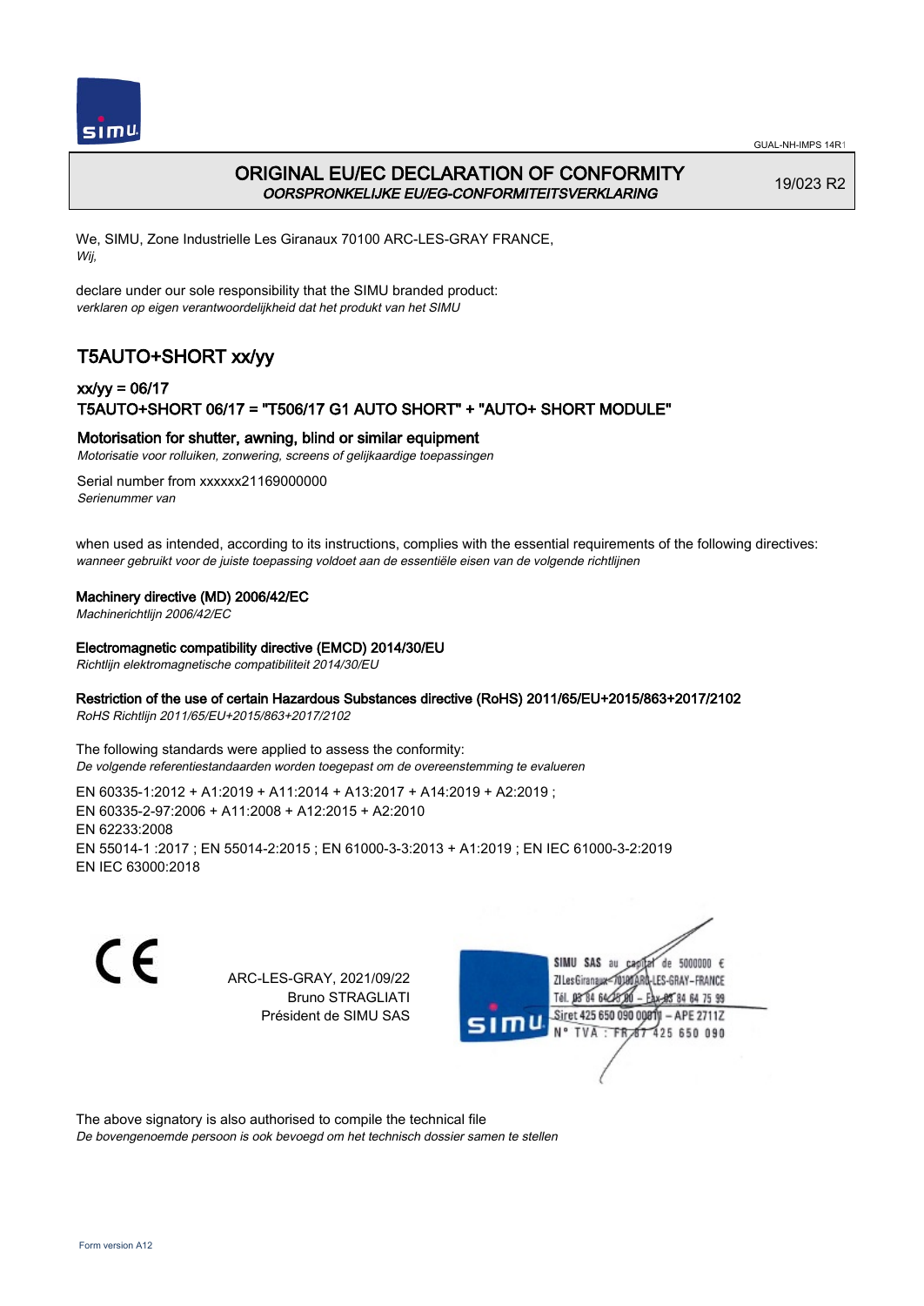# ORIGINAL EU/EC DECLARATION OF CONFORMITY

*OORSPRONKELIJKE EU/EG-CONFORMITEITSVERKLARING*

19/023 R2

We, SIMU, Zone Industrielle Les Giranaux 70100 ARC-LES-GRAY FRANCE,
*Wij,*

declare under our sole responsibility that the SIMU branded product:
*verklaren op eigen verantwoordelijkheid dat het produkt van het SIMU*

## T5AUTO+SHORT xx/yy

### xx/yy = 06/17
### T5AUTO+SHORT 06/17 = "T506/17 G1 AUTO SHORT" + "AUTO+ SHORT MODULE"

**Motorisation for shutter, awning, blind or similar equipment**
*Motorisatie voor rolluiken, zonwering, screens of gelijkaardige toepassingen*

Serial number from xxxxxx21169000000
*Serienummer van*

when used as intended, according to its instructions, complies with the essential requirements of the following directives:
*wanneer gebruikt voor de juiste toepassing voldoet aan de essentiële eisen van de volgende richtlijnen*

**Machinery directive (MD) 2006/42/EC**
*Machinerichtlijn 2006/42/EC*

**Electromagnetic compatibility directive (EMCD) 2014/30/EU**
*Richtlijn elektromagnetische compatibiliteit 2014/30/EU*

**Restriction of the use of certain Hazardous Substances directive (RoHS) 2011/65/EU+2015/863+2017/2102**
*RoHS Richtlijn 2011/65/EU+2015/863+2017/2102*

The following standards were applied to assess the conformity:
*De volgende referentiestandaarden worden toegepast om de overeenstemming te evalueren*

EN 60335-1:2012 + A1:2019 + A11:2014 + A13:2017 + A14:2019 + A2:2019 ;
EN 60335-2-97:2006 + A11:2008 + A12:2015 + A2:2010
EN 62233:2008
EN 55014-1 :2017 ; EN 55014-2:2015 ; EN 61000-3-3:2013 + A1:2019 ; EN IEC 61000-3-2:2019
EN IEC 63000:2018

CE

ARC-LES-GRAY, 2021/09/22
Bruno STRAGLIATI
Président de SIMU SAS

SIMU SAS au capital de 5000000 €
ZI Les Giranaux 70100 ARC-LES-GRAY-FRANCE
Tél. 03 84 64 75 00 – Fax 03 84 64 75 99
Siret 425 650 090 00811 – APE 2711Z
N° TVA : FR 67 425 650 090

The above signatory is also authorised to compile the technical file
*De bovengenoemde persoon is ook bevoegd om het technisch dossier samen te stellen*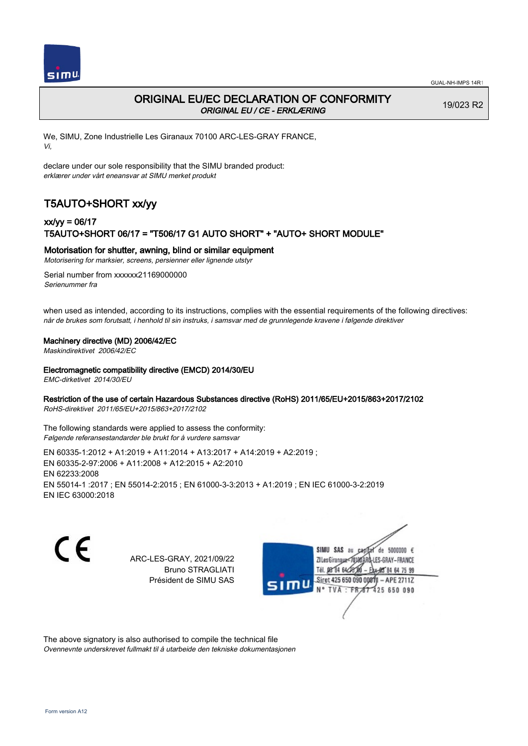GUAL-NH-IMPS 14R1

# ORIGINAL EU/EC DECLARATION OF CONFORMITY

*ORIGINAL EU / CE - ERKLÆRING*

19/023 R2

We, SIMU, Zone Industrielle Les Giranaux 70100 ARC-LES-GRAY FRANCE,
*Vi,*

declare under our sole responsibility that the SIMU branded product:
*erklærer under vårt eneansvar at SIMU merket produkt*

## T5AUTO+SHORT xx/yy

### xx/yy = 06/17
### T5AUTO+SHORT 06/17 = "T506/17 G1 AUTO SHORT" + "AUTO+ SHORT MODULE"

### Motorisation for shutter, awning, blind or similar equipment
*Motorisering for marksier, screens, persienner eller lignende utstyr*

Serial number from xxxxxx21169000000
*Serienummer fra*

when used as intended, according to its instructions, complies with the essential requirements of the following directives:
*når de brukes som forutsatt, i henhold til sin instruks, i samsvar med de grunnlegende kravene i følgende direktiver*

**Machinery directive (MD) 2006/42/EC**
*Maskindirektivet 2006/42/EC*

**Electromagnetic compatibility directive (EMCD) 2014/30/EU**
*EMC-dirketivet 2014/30/EU*

**Restriction of the use of certain Hazardous Substances directive (RoHS) 2011/65/EU+2015/863+2017/2102**
*RoHS-direktivet 2011/65/EU+2015/863+2017/2102*

The following standards were applied to assess the conformity:
*Følgende referansestandarder ble brukt for å vurdere samsvar*

EN 60335-1:2012 + A1:2019 + A11:2014 + A13:2017 + A14:2019 + A2:2019 ;
EN 60335-2-97:2006 + A11:2008 + A12:2015 + A2:2010
EN 62233:2008
EN 55014-1 :2017 ; EN 55014-2:2015 ; EN 61000-3-3:2013 + A1:2019 ; EN IEC 61000-3-2:2019
EN IEC 63000:2018

CE

ARC-LES-GRAY, 2021/09/22
Bruno STRAGLIATI
Président de SIMU SAS

SIMU SAS au capital de 5000000 €
ZI Les Giranaux 70100 ARC-LES-GRAY-FRANCE
Tél. 03 84 64 75 00 – Fax 03 84 64 75 99
Siret 425 650 090 00811 – APE 2711Z
N° TVA : FR 87 425 650 090

The above signatory is also authorised to compile the technical file
*Ovennevnte underskrevet fullmakt til å utarbeide den tekniske dokumentasjonen*

Form version A12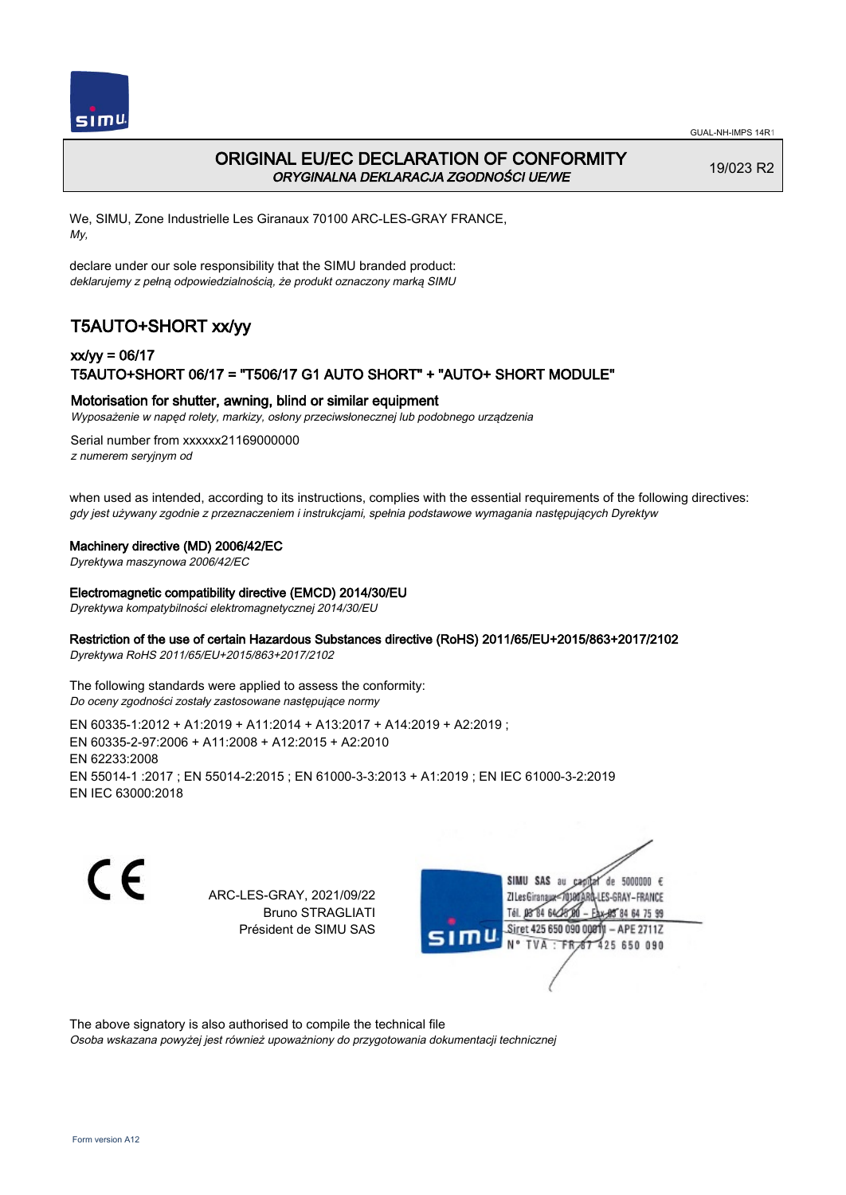# ORIGINAL EU/EC DECLARATION OF CONFORMITY
*ORYGINALNA DEKLARACJA ZGODNOŚCI UE/WE*

19/023 R2

We, SIMU, Zone Industrielle Les Giranaux 70100 ARC-LES-GRAY FRANCE,
*My,*

declare under our sole responsibility that the SIMU branded product:
*deklarujemy z pełną odpowiedzialnością, że produkt oznaczony marką SIMU*

## T5AUTO+SHORT xx/yy

### xx/yy = 06/17
### T5AUTO+SHORT 06/17 = "T506/17 G1 AUTO SHORT" + "AUTO+ SHORT MODULE"

**Motorisation for shutter, awning, blind or similar equipment**
*Wyposażenie w napęd rolety, markizy, osłony przeciwsłonecznej lub podobnego urządzenia*

Serial number from xxxxxx21169000000
*z numerem seryjnym od*

when used as intended, according to its instructions, complies with the essential requirements of the following directives:
*gdy jest używany zgodnie z przeznaczeniem i instrukcjami, spełnia podstawowe wymagania następujących Dyrektyw*

**Machinery directive (MD) 2006/42/EC**
*Dyrektywa maszynowa 2006/42/EC*

**Electromagnetic compatibility directive (EMCD) 2014/30/EU**
*Dyrektywa kompatybilności elektromagnetycznej 2014/30/EU*

**Restriction of the use of certain Hazardous Substances directive (RoHS) 2011/65/EU+2015/863+2017/2102**
*Dyrektywa RoHS 2011/65/EU+2015/863+2017/2102*

The following standards were applied to assess the conformity:
*Do oceny zgodności zostały zastosowane następujące normy*

EN 60335-1:2012 + A1:2019 + A11:2014 + A13:2017 + A14:2019 + A2:2019 ;
EN 60335-2-97:2006 + A11:2008 + A12:2015 + A2:2010
EN 62233:2008
EN 55014-1 :2017 ; EN 55014-2:2015 ; EN 61000-3-3:2013 + A1:2019 ; EN IEC 61000-3-2:2019
EN IEC 63000:2018

CE

ARC-LES-GRAY, 2021/09/22
Bruno STRAGLIATI
Président de SIMU SAS

SIMU SAS au capital de 5000000 €
ZI Les Giranaux 70100 ARC-LES-GRAY-FRANCE
Tél. 03 84 64 75 00 – Fax 03 84 64 75 99
Siret 425 650 090 00011 – APE 2711Z
N° TVA : FR 87 425 650 090

The above signatory is also authorised to compile the technical file
*Osoba wskazana powyżej jest również upoważniony do przygotowania dokumentacji technicznej*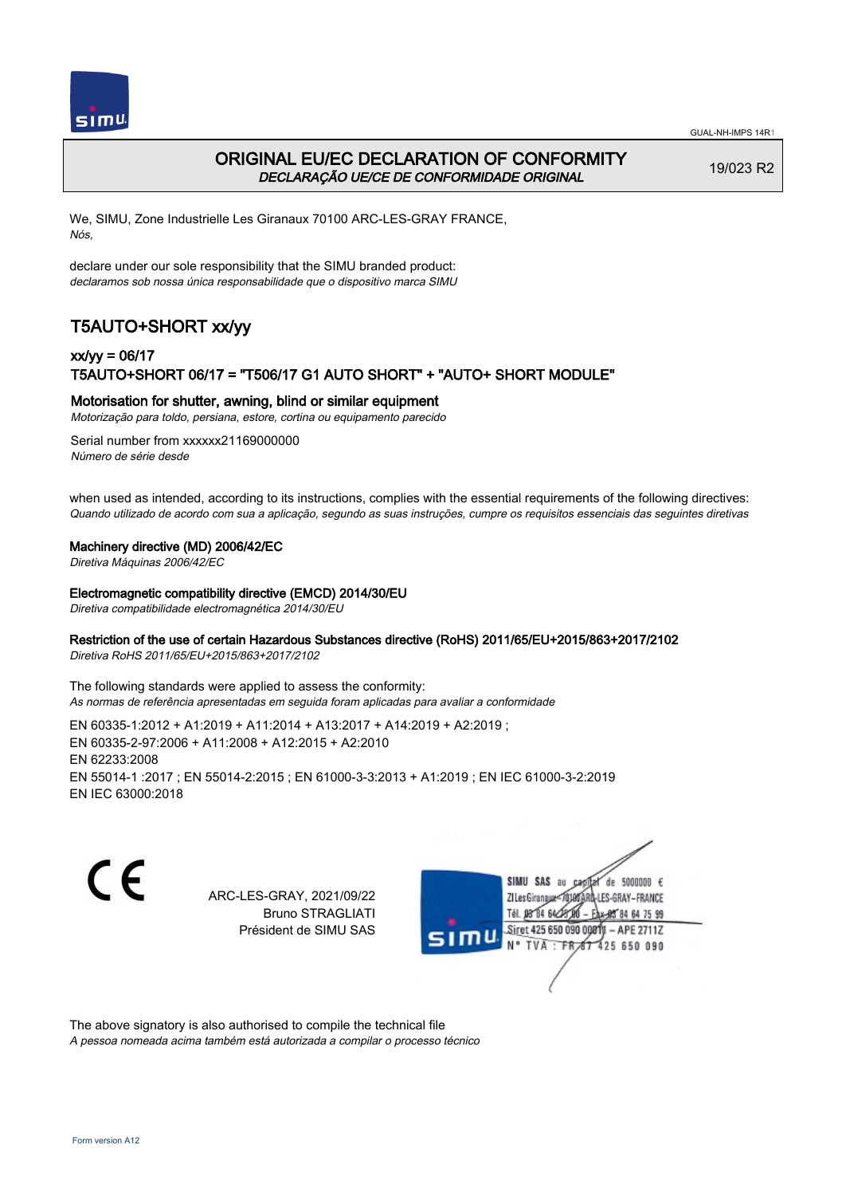GUAL-NH-IMPS 14R1

# ORIGINAL EU/EC DECLARATION OF CONFORMITY
*DECLARAÇÃO UE/CE DE CONFORMIDADE ORIGINAL*

19/023 R2

We, SIMU, Zone Industrielle Les Giranaux 70100 ARC-LES-GRAY FRANCE,
*Nós,*

declare under our sole responsibility that the SIMU branded product:
*declaramos sob nossa única responsabilidade que o dispositivo marca SIMU*

## T5AUTO+SHORT xx/yy

### xx/yy = 06/17
### T5AUTO+SHORT 06/17 = "T506/17 G1 AUTO SHORT" + "AUTO+ SHORT MODULE"

**Motorisation for shutter, awning, blind or similar equipment**
*Motorização para toldo, persiana, estore, cortina ou equipamento parecido*

Serial number from xxxxxx21169000000
*Número de série desde*

when used as intended, according to its instructions, complies with the essential requirements of the following directives:
*Quando utilizado de acordo com sua a aplicação, segundo as suas instruções, cumpre os requisitos essenciais das seguintes diretivas*

**Machinery directive (MD) 2006/42/EC**
*Diretiva Máquinas 2006/42/EC*

**Electromagnetic compatibility directive (EMCD) 2014/30/EU**
*Diretiva compatibilidade electromagnética 2014/30/EU*

**Restriction of the use of certain Hazardous Substances directive (RoHS) 2011/65/EU+2015/863+2017/2102**
*Diretiva RoHS 2011/65/EU+2015/863+2017/2102*

The following standards were applied to assess the conformity:
*As normas de referência apresentadas em seguida foram aplicadas para avaliar a conformidade*

EN 60335-1:2012 + A1:2019 + A11:2014 + A13:2017 + A14:2019 + A2:2019 ;
EN 60335-2-97:2006 + A11:2008 + A12:2015 + A2:2010
EN 62233:2008
EN 55014-1 :2017 ; EN 55014-2:2015 ; EN 61000-3-3:2013 + A1:2019 ; EN IEC 61000-3-2:2019
EN IEC 63000:2018

ARC-LES-GRAY, 2021/09/22
Bruno STRAGLIATI
Président de SIMU SAS

SIMU SAS au capital de 5000000 €
ZI Les Giranaux 70100 ARC-LES-GRAY-FRANCE
Tél. 03 84 64 75 00 – Fax 03 84 64 75 99
Siret 425 650 090 00011 – APE 2711Z
N° TVA : FR 87 425 650 090

The above signatory is also authorised to compile the technical file
*A pessoa nomeada acima também está autorizada a compilar o processo técnico*

Form version A12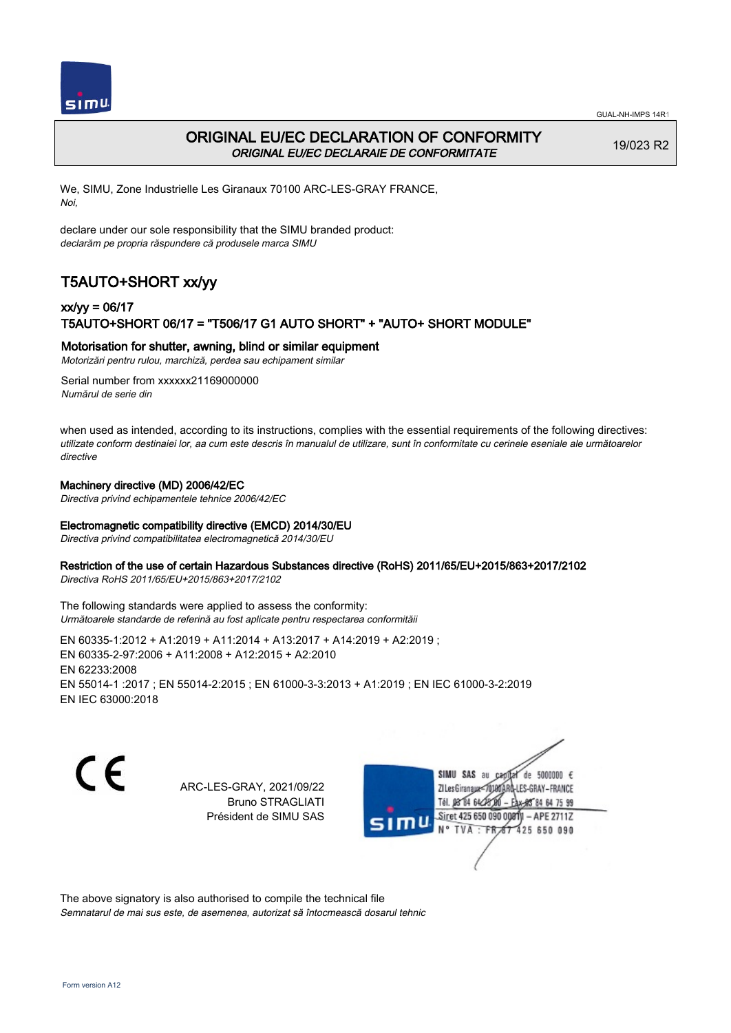GUAL-NH-IMPS 14R1

# ORIGINAL EU/EC DECLARATION OF CONFORMITY

*ORIGINAL EU/EC DECLARAIE DE CONFORMITATE*

19/023 R2

We, SIMU, Zone Industrielle Les Giranaux 70100 ARC-LES-GRAY FRANCE,
*Noi,*

declare under our sole responsibility that the SIMU branded product:
*declarăm pe propria răspundere că produsele marca SIMU*

## T5AUTO+SHORT xx/yy

### xx/yy = 06/17
### T5AUTO+SHORT 06/17 = "T506/17 G1 AUTO SHORT" + "AUTO+ SHORT MODULE"

**Motorisation for shutter, awning, blind or similar equipment**
*Motorizări pentru rulou, marchiză, perdea sau echipament similar*

Serial number from xxxxxx21169000000
*Numărul de serie din*

when used as intended, according to its instructions, complies with the essential requirements of the following directives:
*utilizate conform destinaiei lor, aa cum este descris în manualul de utilizare, sunt în conformitate cu cerinele eseniale ale următoarelor directive*

**Machinery directive (MD) 2006/42/EC**
*Directiva privind echipamentele tehnice 2006/42/EC*

**Electromagnetic compatibility directive (EMCD) 2014/30/EU**
*Directiva privind compatibilitatea electromagnetică 2014/30/EU*

**Restriction of the use of certain Hazardous Substances directive (RoHS) 2011/65/EU+2015/863+2017/2102**
*Directiva RoHS 2011/65/EU+2015/863+2017/2102*

The following standards were applied to assess the conformity:
*Următoarele standarde de referină au fost aplicate pentru respectarea conformităii*

EN 60335-1:2012 + A1:2019 + A11:2014 + A13:2017 + A14:2019 + A2:2019 ;
EN 60335-2-97:2006 + A11:2008 + A12:2015 + A2:2010
EN 62233:2008
EN 55014-1 :2017 ; EN 55014-2:2015 ; EN 61000-3-3:2013 + A1:2019 ; EN IEC 61000-3-2:2019
EN IEC 63000:2018

CE

ARC-LES-GRAY, 2021/09/22
Bruno STRAGLIATI
Président de SIMU SAS

SIMU SAS au capital de 5000000 €
ZI Les Giranaux 70100 ARC-LES-GRAY-FRANCE
Tél. 03 84 64 75 00 – Fax 03 84 64 75 99
Siret 425 650 090 00011 – APE 2711Z
N° TVA : FR 87 425 650 090

The above signatory is also authorised to compile the technical file
*Semnatarul de mai sus este, de asemenea, autorizat să întocmească dosarul tehnic*

Form version A12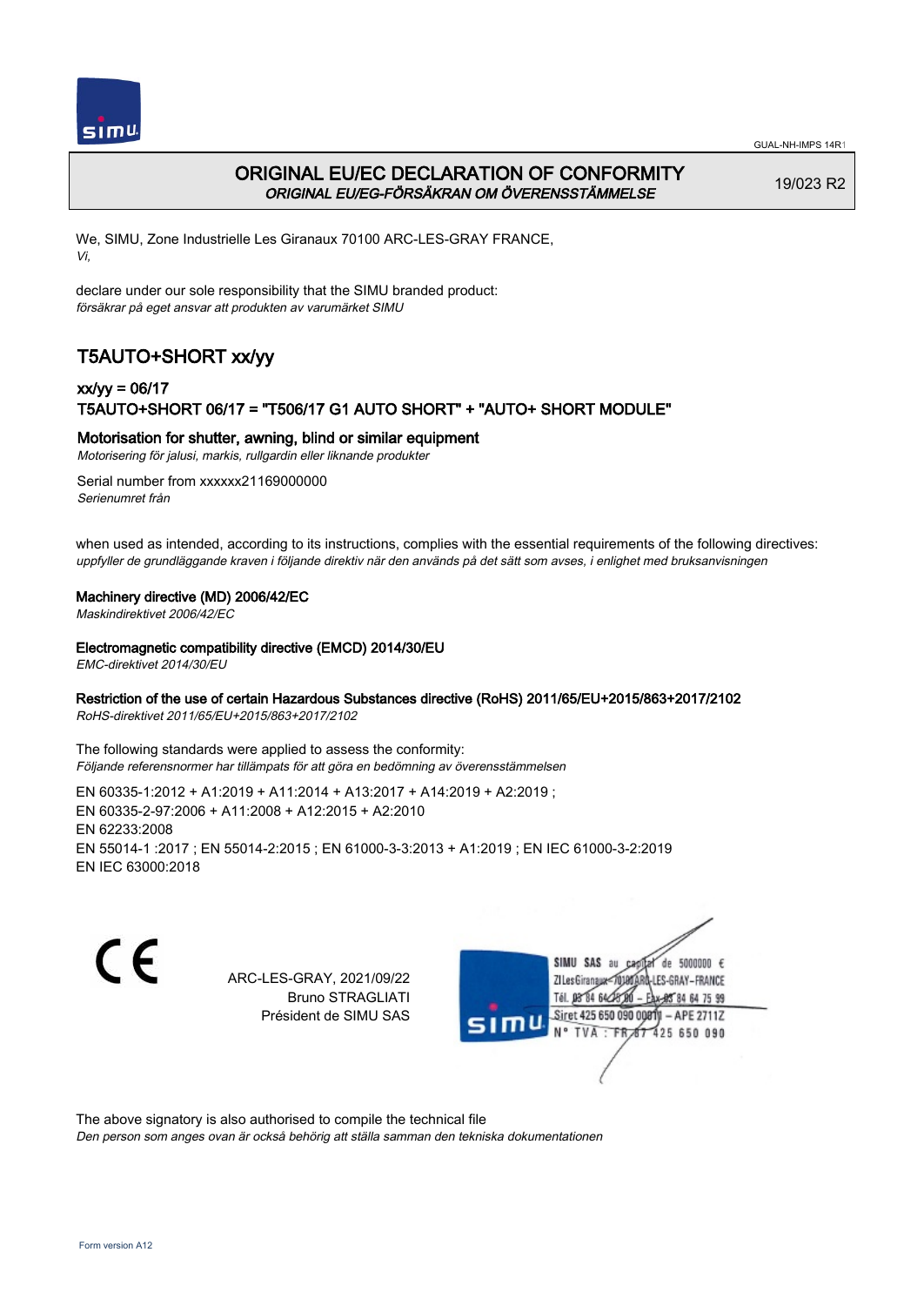GUAL-NH-IMPS 14R1

# ORIGINAL EU/EC DECLARATION OF CONFORMITY
*ORIGINAL EU/EG-FÖRSÄKRAN OM ÖVERENSSTÄMMELSE*

19/023 R2

We, SIMU, Zone Industrielle Les Giranaux 70100 ARC-LES-GRAY FRANCE,
*Vi,*

declare under our sole responsibility that the SIMU branded product:
*försäkrar på eget ansvar att produkten av varumärket SIMU*

## T5AUTO+SHORT xx/yy

### xx/yy = 06/17
### T5AUTO+SHORT 06/17 = "T506/17 G1 AUTO SHORT" + "AUTO+ SHORT MODULE"

### Motorisation for shutter, awning, blind or similar equipment
*Motorisering för jalusi, markis, rullgardin eller liknande produkter*

Serial number from xxxxxx21169000000
*Serienumret från*

when used as intended, according to its instructions, complies with the essential requirements of the following directives:
*uppfyller de grundläggande kraven i följande direktiv när den används på det sätt som avses, i enlighet med bruksanvisningen*

**Machinery directive (MD) 2006/42/EC**
*Maskindirektivet 2006/42/EC*

**Electromagnetic compatibility directive (EMCD) 2014/30/EU**
*EMC-direktivet 2014/30/EU*

**Restriction of the use of certain Hazardous Substances directive (RoHS) 2011/65/EU+2015/863+2017/2102**
*RoHS-direktivet 2011/65/EU+2015/863+2017/2102*

The following standards were applied to assess the conformity:
*Följande referensnormer har tillämpats för att göra en bedömning av överensstämmelsen*

EN 60335-1:2012 + A1:2019 + A11:2014 + A13:2017 + A14:2019 + A2:2019 ;
EN 60335-2-97:2006 + A11:2008 + A12:2015 + A2:2010
EN 62233:2008
EN 55014-1 :2017 ; EN 55014-2:2015 ; EN 61000-3-3:2013 + A1:2019 ; EN IEC 61000-3-2:2019
EN IEC 63000:2018

ARC-LES-GRAY, 2021/09/22
Bruno STRAGLIATI
Président de SIMU SAS

SIMU SAS au capital de 5000000 €
ZI Les Giranaux 70100 ARC-LES-GRAY-FRANCE
Tél. 03 84 64 75 00 – Fax 03 84 64 75 99
Siret 425 650 090 00811 – APE 2711Z
N° TVA : FR 67 425 650 090

The above signatory is also authorised to compile the technical file
*Den person som anges ovan är också behörig att ställa samman den tekniska dokumentationen*

Form version A12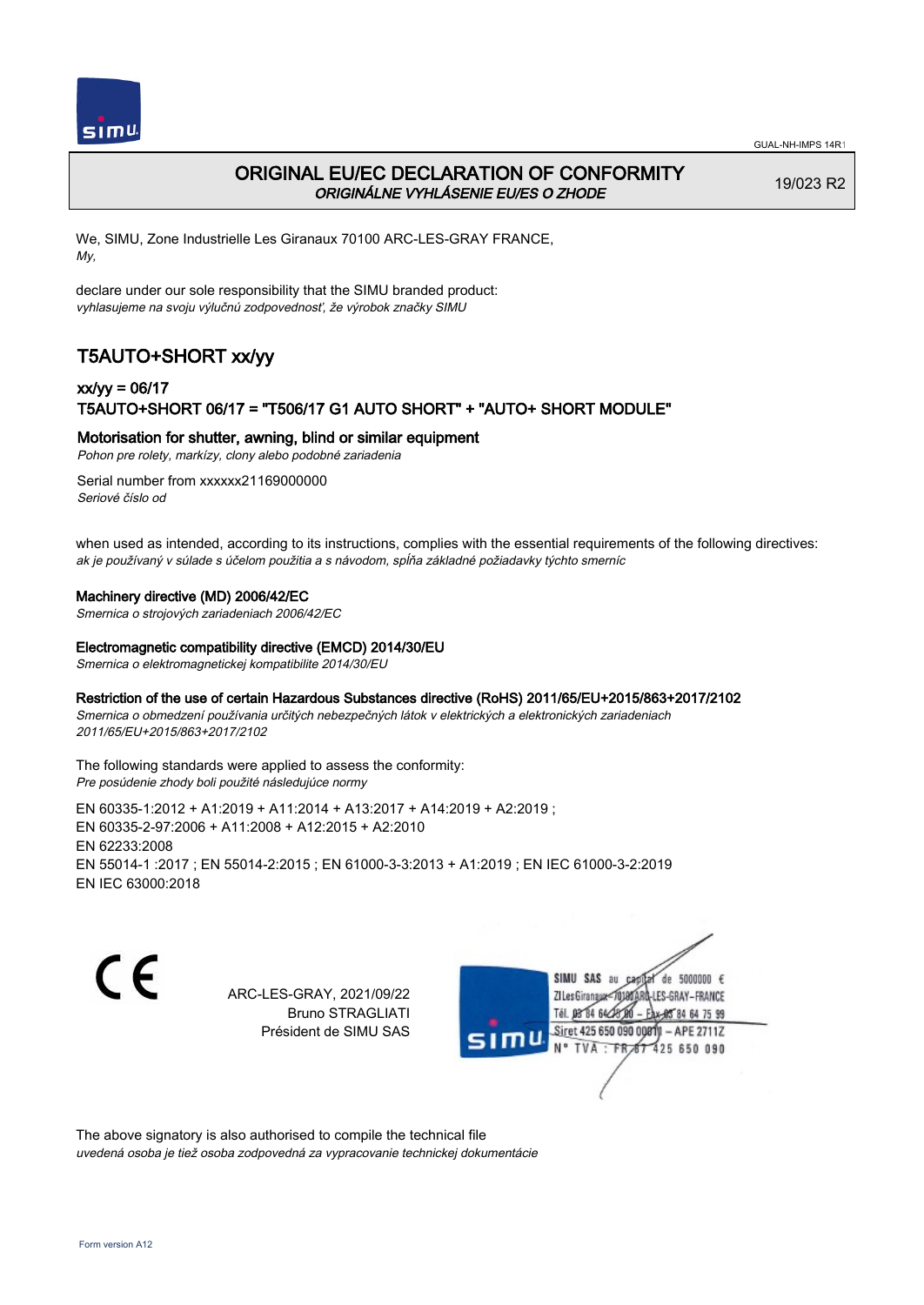# ORIGINAL EU/EC DECLARATION OF CONFORMITY

*ORIGINÁLNE VYHLÁSENIE EU/ES O ZHODE*

19/023 R2

We, SIMU, Zone Industrielle Les Giranaux 70100 ARC-LES-GRAY FRANCE,
*My,*

declare under our sole responsibility that the SIMU branded product:
*vyhlasujeme na svoju výlučnú zodpovednosť, že výrobok značky SIMU*

## T5AUTO+SHORT xx/yy

### xx/yy = 06/17
### T5AUTO+SHORT 06/17 = "T506/17 G1 AUTO SHORT" + "AUTO+ SHORT MODULE"

**Motorisation for shutter, awning, blind or similar equipment**
*Pohon pre rolety, markízy, clony alebo podobné zariadenia*

Serial number from xxxxxx21169000000
*Seriové číslo od*

when used as intended, according to its instructions, complies with the essential requirements of the following directives:
*ak je používaný v súlade s účelom použitia a s návodom, spĺňa základné požiadavky týchto smerníc*

**Machinery directive (MD) 2006/42/EC**
*Smernica o strojových zariadeniach 2006/42/EC*

**Electromagnetic compatibility directive (EMCD) 2014/30/EU**
*Smernica o elektromagnetickej kompatibilite 2014/30/EU*

**Restriction of the use of certain Hazardous Substances directive (RoHS) 2011/65/EU+2015/863+2017/2102**
*Smernica o obmedzení používania určitých nebezpečných látok v elektrických a elektronických zariadeniach 2011/65/EU+2015/863+2017/2102*

The following standards were applied to assess the conformity:
*Pre posúdenie zhody boli použité následujúce normy*

EN 60335-1:2012 + A1:2019 + A11:2014 + A13:2017 + A14:2019 + A2:2019 ;
EN 60335-2-97:2006 + A11:2008 + A12:2015 + A2:2010
EN 62233:2008
EN 55014-1 :2017 ; EN 55014-2:2015 ; EN 61000-3-3:2013 + A1:2019 ; EN IEC 61000-3-2:2019
EN IEC 63000:2018

CE

ARC-LES-GRAY, 2021/09/22
Bruno STRAGLIATI
Président de SIMU SAS

SIMU SAS au capital de 5000000 €
ZI Les Giranaux 70100 ARC-LES-GRAY-FRANCE
Tél. 03 84 64 75 00 – Fax 03 84 64 75 99
Siret 425 650 090 00011 – APE 2711Z
N° TVA : FR 87 425 650 090

The above signatory is also authorised to compile the technical file
*uvedená osoba je tiež osoba zodpovedná za vypracovanie technickej dokumentácie*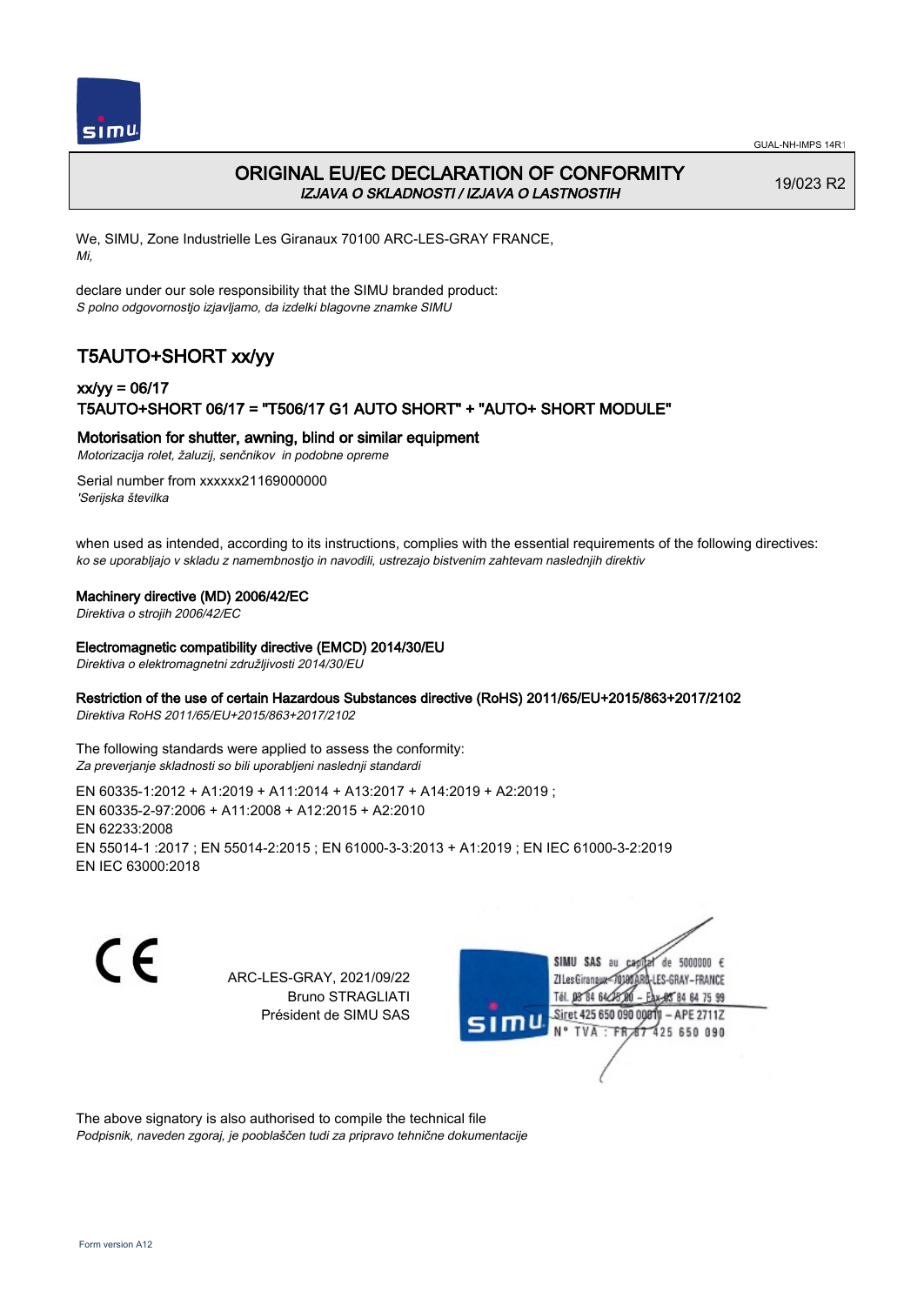GUAL-NH-IMPS 14R1

# ORIGINAL EU/EC DECLARATION OF CONFORMITY

*IZJAVA O SKLADNOSTI / IZJAVA O LASTNOSTIH*

19/023 R2

We, SIMU, Zone Industrielle Les Giranaux 70100 ARC-LES-GRAY FRANCE,
*Mi,*

declare under our sole responsibility that the SIMU branded product:
*S polno odgovornostjo izjavljamo, da izdelki blagovne znamke SIMU*

## T5AUTO+SHORT xx/yy

### xx/yy = 06/17
### T5AUTO+SHORT 06/17 = "T506/17 G1 AUTO SHORT" + "AUTO+ SHORT MODULE"

### Motorisation for shutter, awning, blind or similar equipment

*Motorizacija rolet, žaluzij, senčnikov in podobne opreme*

Serial number from xxxxxx21169000000
*'Serijska številka*

when used as intended, according to its instructions, complies with the essential requirements of the following directives:
*ko se uporabljajo v skladu z namembnostjo in navodili, ustrezajo bistvenim zahtevam naslednjih direktiv*

**Machinery directive (MD) 2006/42/EC**
*Direktiva o strojih 2006/42/EC*

**Electromagnetic compatibility directive (EMCD) 2014/30/EU**
*Direktiva o elektromagnetni združljivosti 2014/30/EU*

**Restriction of the use of certain Hazardous Substances directive (RoHS) 2011/65/EU+2015/863+2017/2102**
*Direktiva RoHS 2011/65/EU+2015/863+2017/2102*

The following standards were applied to assess the conformity:
*Za preverjanje skladnosti so bili uporabljeni naslednji standardi*

EN 60335-1:2012 + A1:2019 + A11:2014 + A13:2017 + A14:2019 + A2:2019 ;
EN 60335-2-97:2006 + A11:2008 + A12:2015 + A2:2010
EN 62233:2008
EN 55014-1 :2017 ; EN 55014-2:2015 ; EN 61000-3-3:2013 + A1:2019 ; EN IEC 61000-3-2:2019
EN IEC 63000:2018

CE

ARC-LES-GRAY, 2021/09/22
Bruno STRAGLIATI
Président de SIMU SAS

SIMU SAS au capital de 5000000 €
ZI Les Giranaux 70100 ARC-LES-GRAY-FRANCE
Tél. 03 84 64 75 00 – Fax 03 84 64 75 99
Siret 425 650 090 00011 – APE 2711Z
N° TVA : FR 67 425 650 090

The above signatory is also authorised to compile the technical file
*Podpisnik, naveden zgoraj, je pooblaščen tudi za pripravo tehnične dokumentacije*

Form version A12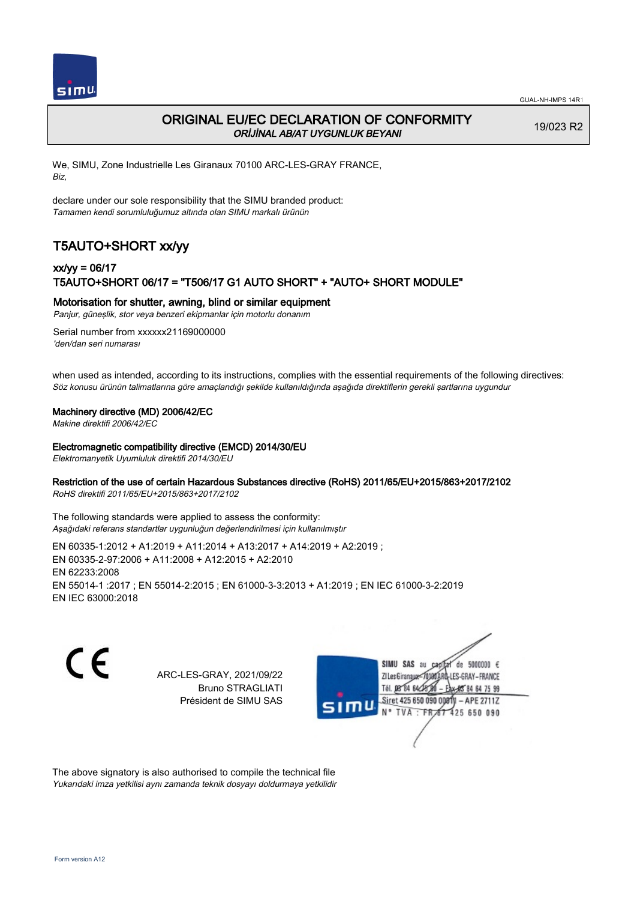GUAL-NH-IMPS 14R1

# ORIGINAL EU/EC DECLARATION OF CONFORMITY

*ORİJİNAL AB/AT UYGUNLUK BEYANI*

19/023 R2

We, SIMU, Zone Industrielle Les Giranaux 70100 ARC-LES-GRAY FRANCE,
*Biz,*

declare under our sole responsibility that the SIMU branded product:
*Tamamen kendi sorumluluğumuz altında olan SIMU markalı ürünün*

## T5AUTO+SHORT xx/yy

### xx/yy = 06/17

### T5AUTO+SHORT 06/17 = "T506/17 G1 AUTO SHORT" + "AUTO+ SHORT MODULE"

**Motorisation for shutter, awning, blind or similar equipment**
*Panjur, güneşlik, stor veya benzeri ekipmanlar için motorlu donanım*

Serial number from xxxxxx21169000000
*'den/dan seri numarası*

when used as intended, according to its instructions, complies with the essential requirements of the following directives:
*Söz konusu ürünün talimatlarına göre amaçlandığı şekilde kullanıldığında aşağıda direktiflerin gerekli şartlarına uygundur*

**Machinery directive (MD) 2006/42/EC**
*Makine direktifi 2006/42/EC*

**Electromagnetic compatibility directive (EMCD) 2014/30/EU**
*Elektromanyetik Uyumluluk direktifi 2014/30/EU*

**Restriction of the use of certain Hazardous Substances directive (RoHS) 2011/65/EU+2015/863+2017/2102**
*RoHS direktifi 2011/65/EU+2015/863+2017/2102*

The following standards were applied to assess the conformity:
*Aşağıdaki referans standartlar uygunluğun değerlendirilmesi için kullanılmıştır*

EN 60335-1:2012 + A1:2019 + A11:2014 + A13:2017 + A14:2019 + A2:2019 ;
EN 60335-2-97:2006 + A11:2008 + A12:2015 + A2:2010
EN 62233:2008
EN 55014-1 :2017 ; EN 55014-2:2015 ; EN 61000-3-3:2013 + A1:2019 ; EN IEC 61000-3-2:2019
EN IEC 63000:2018

CE

ARC-LES-GRAY, 2021/09/22
Bruno STRAGLIATI
Président de SIMU SAS

SIMU SAS au capital de 5000000 €
ZI Les Giranaux 70100 ARC-LES-GRAY-FRANCE
Tél. 03 84 64 78 00 – Fax 03 84 64 75 99
Siret 425 650 090 00811 – APE 2711Z
N° TVA : FR 67 425 650 090

The above signatory is also authorised to compile the technical file
*Yukarıdaki imza yetkilisi aynı zamanda teknik dosyayı doldurmaya yetkilidir*

Form version A12